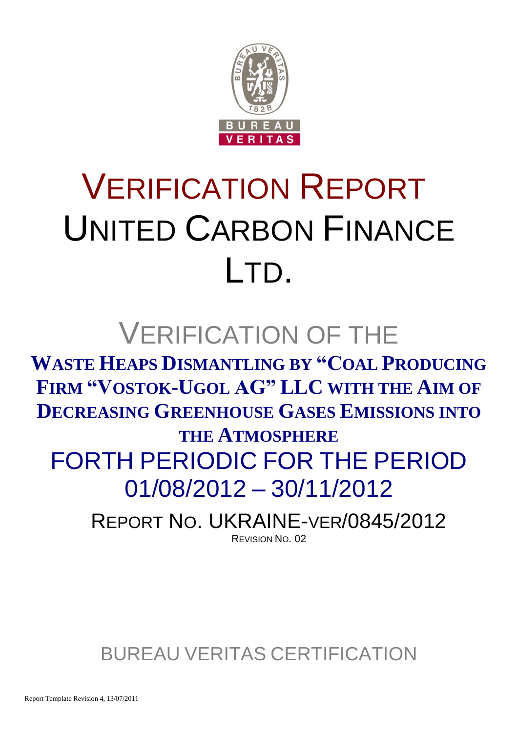# VERIFICATION REPORT
# UNITED CARBON FINANCE LTD.

## VERIFICATION OF THE

**WASTE HEAPS DISMANTLING BY "COAL PRODUCING FIRM "VOSTOK-UGOL AG" LLC WITH THE AIM OF DECREASING GREENHOUSE GASES EMISSIONS INTO THE ATMOSPHERE**

## FORTH PERIODIC FOR THE PERIOD 01/08/2012 – 30/11/2012

REPORT NO. UKRAINE-VER/0845/2012

REVISION NO. 02

BUREAU VERITAS CERTIFICATION

Report Template Revision 4, 13/07/2011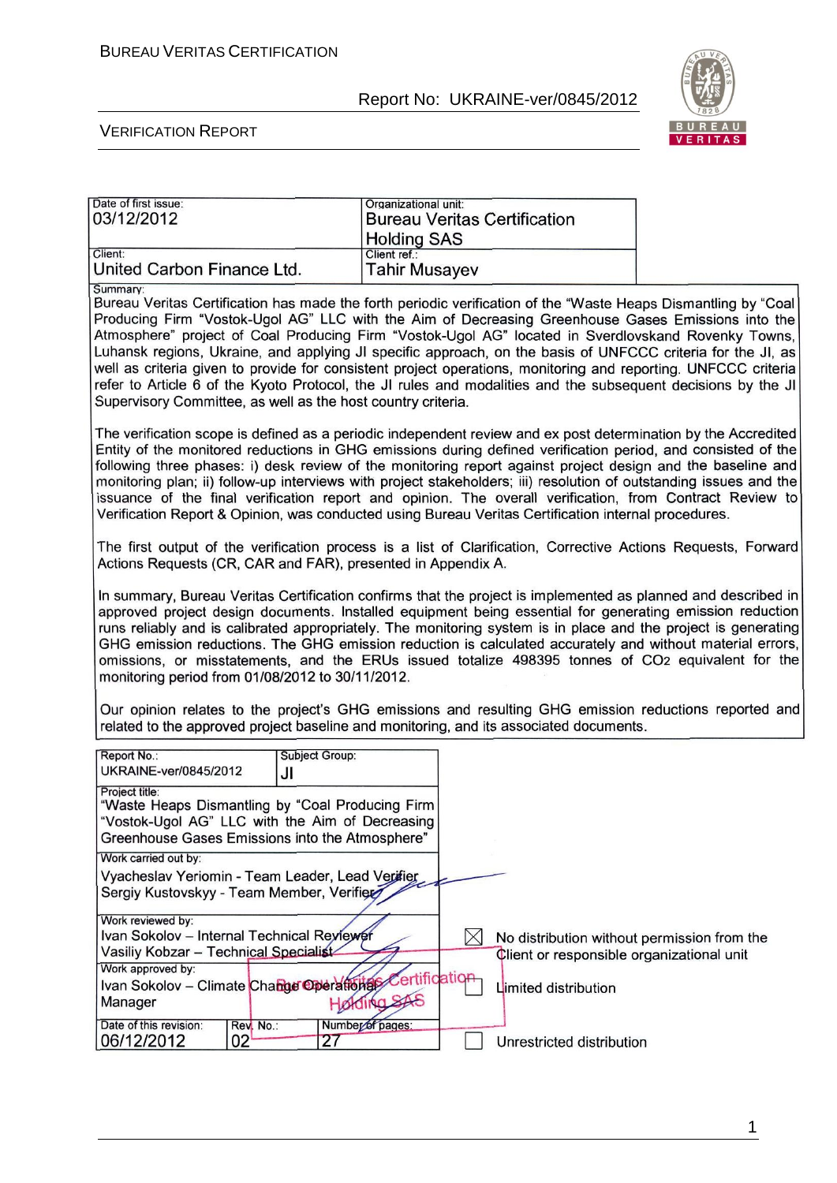| Date of first issue: 03/12/2012 | Organizational unit: Bureau Veritas Certification Holding SAS |
|---|---|
| Client: United Carbon Finance Ltd. | Client ref.: Tahir Musayev |

Summary:

Bureau Veritas Certification has made the forth periodic verification of the "Waste Heaps Dismantling by "Coal Producing Firm "Vostok-Ugol AG" LLC with the Aim of Decreasing Greenhouse Gases Emissions into the Atmosphere" project of Coal Producing Firm "Vostok-Ugol AG" located in Sverdlovskand Rovenky Towns, Luhansk regions, Ukraine, and applying JI specific approach, on the basis of UNFCCC criteria for the JI, as well as criteria given to provide for consistent project operations, monitoring and reporting. UNFCCC criteria refer to Article 6 of the Kyoto Protocol, the JI rules and modalities and the subsequent decisions by the JI Supervisory Committee, as well as the host country criteria.

The verification scope is defined as a periodic independent review and ex post determination by the Accredited Entity of the monitored reductions in GHG emissions during defined verification period, and consisted of the following three phases: i) desk review of the monitoring report against project design and the baseline and monitoring plan; ii) follow-up interviews with project stakeholders; iii) resolution of outstanding issues and the issuance of the final verification report and opinion. The overall verification, from Contract Review to Verification Report & Opinion, was conducted using Bureau Veritas Certification internal procedures.

The first output of the verification process is a list of Clarification, Corrective Actions Requests, Forward Actions Requests (CR, CAR and FAR), presented in Appendix A.

In summary, Bureau Veritas Certification confirms that the project is implemented as planned and described in approved project design documents. Installed equipment being essential for generating emission reduction runs reliably and is calibrated appropriately. The monitoring system is in place and the project is generating GHG emission reductions. The GHG emission reduction is calculated accurately and without material errors, omissions, or misstatements, and the ERUs issued totalize 498395 tonnes of $CO_2$ equivalent for the monitoring period from 01/08/2012 to 30/11/2012.

Our opinion relates to the project's GHG emissions and resulting GHG emission reductions reported and related to the approved project baseline and monitoring, and its associated documents.

| Report No.: UKRAINE-ver/0845/2012 | Subject Group: JI | |
|---|---|---|
| Project title: "Waste Heaps Dismantling by "Coal Producing Firm "Vostok-Ugol AG" LLC with the Aim of Decreasing Greenhouse Gases Emissions into the Atmosphere" | | |
| Work carried out by: Vyacheslav Yeriomin - Team Leader, Lead Verifier; Sergiy Kustovskyy - Team Member, Verifier | | |
| Work reviewed by: Ivan Sokolov – Internal Technical Reviewer; Vasiliy Kobzar – Technical Specialist | | |
| Work approved by: Ivan Sokolov – Climate Change Operational Manager | | |
| Date of this revision: 06/12/2012 | Rev. No.: 02 | Number of pages: 27 |

- ☒ No distribution without permission from the Client or responsible organizational unit
- ☐ Limited distribution
- ☐ Unrestricted distribution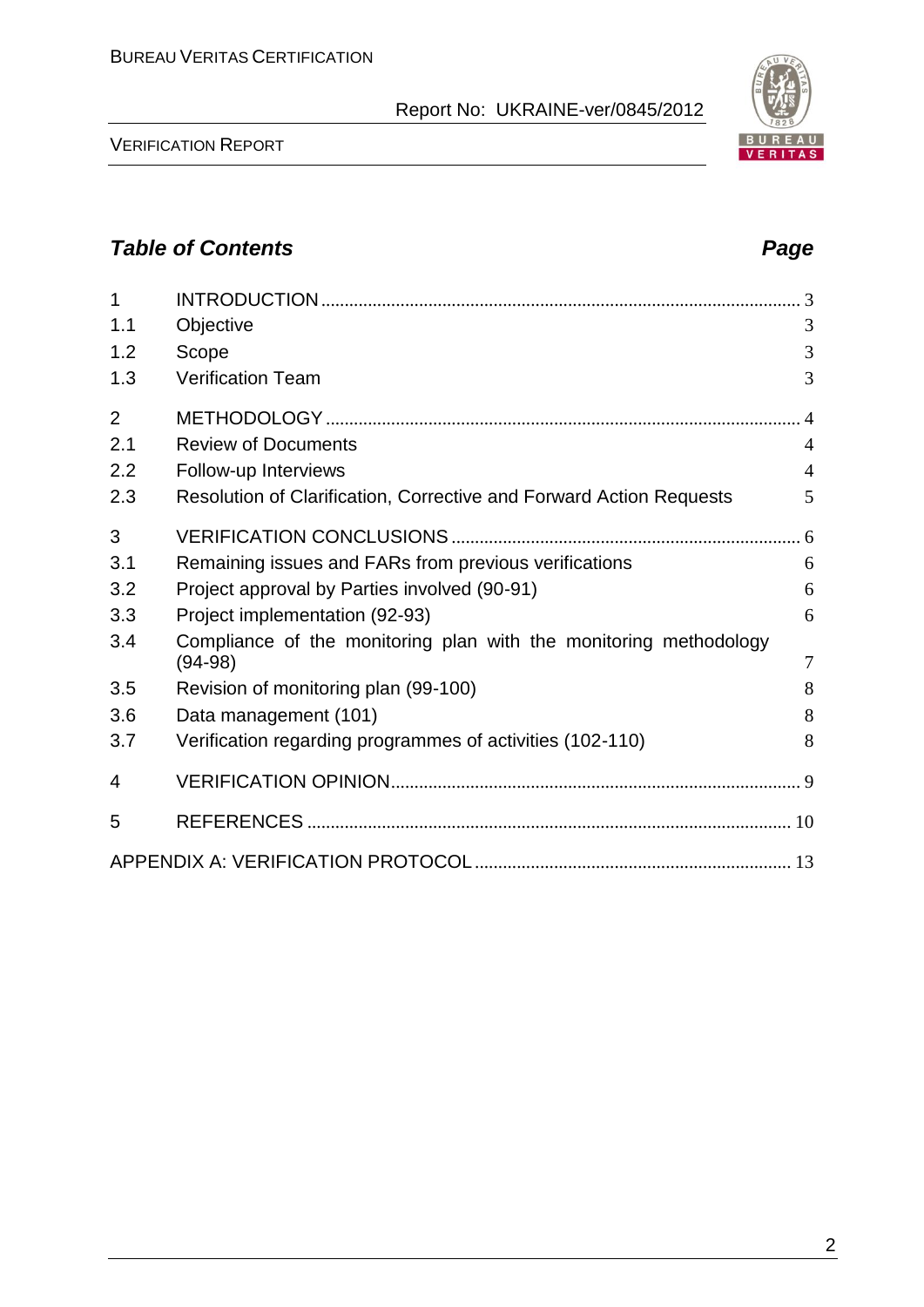## *Table of Contents* *Page*

| | | |
|---|---|---|
| 1 | INTRODUCTION | 3 |
| 1.1 | Objective | 3 |
| 1.2 | Scope | 3 |
| 1.3 | Verification Team | 3 |
| 2 | METHODOLOGY | 4 |
| 2.1 | Review of Documents | 4 |
| 2.2 | Follow-up Interviews | 4 |
| 2.3 | Resolution of Clarification, Corrective and Forward Action Requests | 5 |
| 3 | VERIFICATION CONCLUSIONS | 6 |
| 3.1 | Remaining issues and FARs from previous verifications | 6 |
| 3.2 | Project approval by Parties involved (90-91) | 6 |
| 3.3 | Project implementation (92-93) | 6 |
| 3.4 | Compliance of the monitoring plan with the monitoring methodology (94-98) | 7 |
| 3.5 | Revision of monitoring plan (99-100) | 8 |
| 3.6 | Data management (101) | 8 |
| 3.7 | Verification regarding programmes of activities (102-110) | 8 |
| 4 | VERIFICATION OPINION | 9 |
| 5 | REFERENCES | 10 |
| | APPENDIX A: VERIFICATION PROTOCOL | 13 |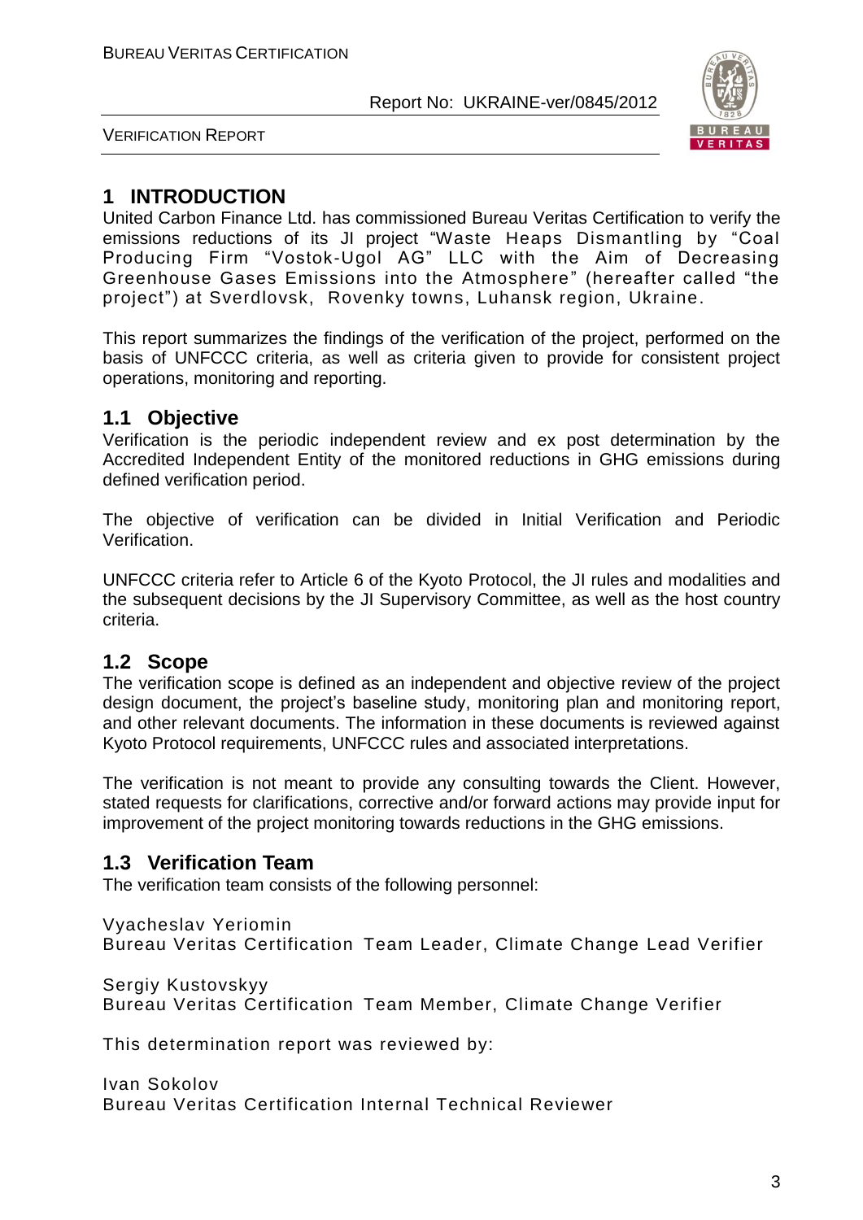# 1 INTRODUCTION

United Carbon Finance Ltd. has commissioned Bureau Veritas Certification to verify the emissions reductions of its JI project "Waste Heaps Dismantling by "Coal Producing Firm "Vostok-Ugol AG" LLC with the Aim of Decreasing Greenhouse Gases Emissions into the Atmosphere" (hereafter called "the project") at Sverdlovsk, Rovenky towns, Luhansk region, Ukraine.

This report summarizes the findings of the verification of the project, performed on the basis of UNFCCC criteria, as well as criteria given to provide for consistent project operations, monitoring and reporting.

## 1.1 Objective

Verification is the periodic independent review and ex post determination by the Accredited Independent Entity of the monitored reductions in GHG emissions during defined verification period.

The objective of verification can be divided in Initial Verification and Periodic Verification.

UNFCCC criteria refer to Article 6 of the Kyoto Protocol, the JI rules and modalities and the subsequent decisions by the JI Supervisory Committee, as well as the host country criteria.

## 1.2 Scope

The verification scope is defined as an independent and objective review of the project design document, the project's baseline study, monitoring plan and monitoring report, and other relevant documents. The information in these documents is reviewed against Kyoto Protocol requirements, UNFCCC rules and associated interpretations.

The verification is not meant to provide any consulting towards the Client. However, stated requests for clarifications, corrective and/or forward actions may provide input for improvement of the project monitoring towards reductions in the GHG emissions.

## 1.3 Verification Team

The verification team consists of the following personnel:

Vyacheslav Yeriomin
Bureau Veritas Certification Team Leader, Climate Change Lead Verifier

Sergiy Kustovskyy
Bureau Veritas Certification Team Member, Climate Change Verifier

This determination report was reviewed by:

Ivan Sokolov
Bureau Veritas Certification Internal Technical Reviewer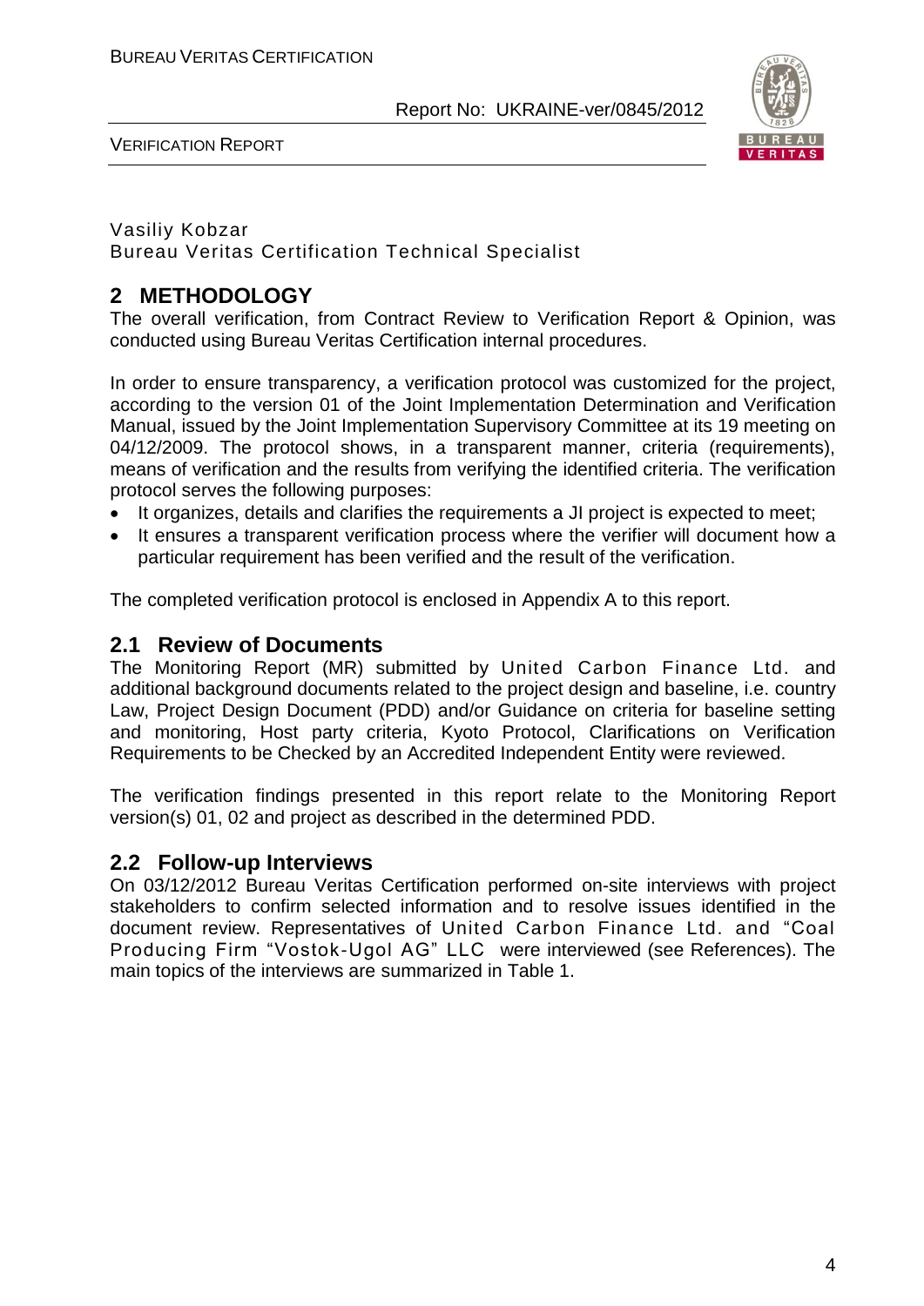Vasiliy Kobzar
Bureau Veritas Certification Technical Specialist

## 2 METHODOLOGY

The overall verification, from Contract Review to Verification Report & Opinion, was conducted using Bureau Veritas Certification internal procedures.

In order to ensure transparency, a verification protocol was customized for the project, according to the version 01 of the Joint Implementation Determination and Verification Manual, issued by the Joint Implementation Supervisory Committee at its 19 meeting on 04/12/2009. The protocol shows, in a transparent manner, criteria (requirements), means of verification and the results from verifying the identified criteria. The verification protocol serves the following purposes:

- It organizes, details and clarifies the requirements a JI project is expected to meet;
- It ensures a transparent verification process where the verifier will document how a particular requirement has been verified and the result of the verification.

The completed verification protocol is enclosed in Appendix A to this report.

### 2.1 Review of Documents

The Monitoring Report (MR) submitted by United Carbon Finance Ltd. and additional background documents related to the project design and baseline, i.e. country Law, Project Design Document (PDD) and/or Guidance on criteria for baseline setting and monitoring, Host party criteria, Kyoto Protocol, Clarifications on Verification Requirements to be Checked by an Accredited Independent Entity were reviewed.

The verification findings presented in this report relate to the Monitoring Report version(s) 01, 02 and project as described in the determined PDD.

### 2.2 Follow-up Interviews

On 03/12/2012 Bureau Veritas Certification performed on-site interviews with project stakeholders to confirm selected information and to resolve issues identified in the document review. Representatives of United Carbon Finance Ltd. and "Coal Producing Firm "Vostok-Ugol AG" LLC were interviewed (see References). The main topics of the interviews are summarized in Table 1.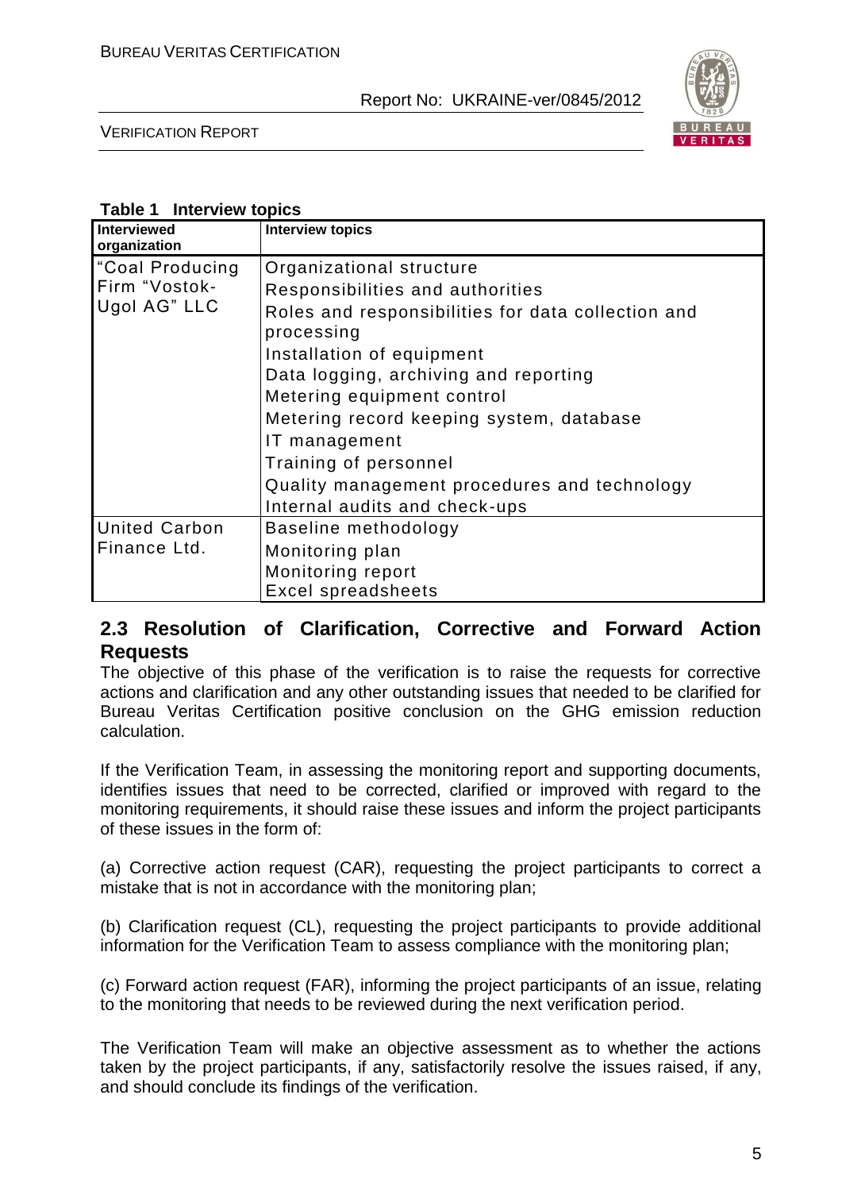**Table 1 Interview topics**

| Interviewed organization | Interview topics |
|---|---|
| "Coal Producing Firm "Vostok-Ugol AG" LLC | Organizational structure<br>Responsibilities and authorities<br>Roles and responsibilities for data collection and processing<br>Installation of equipment<br>Data logging, archiving and reporting<br>Metering equipment control<br>Metering record keeping system, database<br>IT management<br>Training of personnel<br>Quality management procedures and technology<br>Internal audits and check-ups |
| United Carbon Finance Ltd. | Baseline methodology<br>Monitoring plan<br>Monitoring report<br>Excel spreadsheets |

## 2.3 Resolution of Clarification, Corrective and Forward Action Requests

The objective of this phase of the verification is to raise the requests for corrective actions and clarification and any other outstanding issues that needed to be clarified for Bureau Veritas Certification positive conclusion on the GHG emission reduction calculation.

If the Verification Team, in assessing the monitoring report and supporting documents, identifies issues that need to be corrected, clarified or improved with regard to the monitoring requirements, it should raise these issues and inform the project participants of these issues in the form of:

(a) Corrective action request (CAR), requesting the project participants to correct a mistake that is not in accordance with the monitoring plan;

(b) Clarification request (CL), requesting the project participants to provide additional information for the Verification Team to assess compliance with the monitoring plan;

(c) Forward action request (FAR), informing the project participants of an issue, relating to the monitoring that needs to be reviewed during the next verification period.

The Verification Team will make an objective assessment as to whether the actions taken by the project participants, if any, satisfactorily resolve the issues raised, if any, and should conclude its findings of the verification.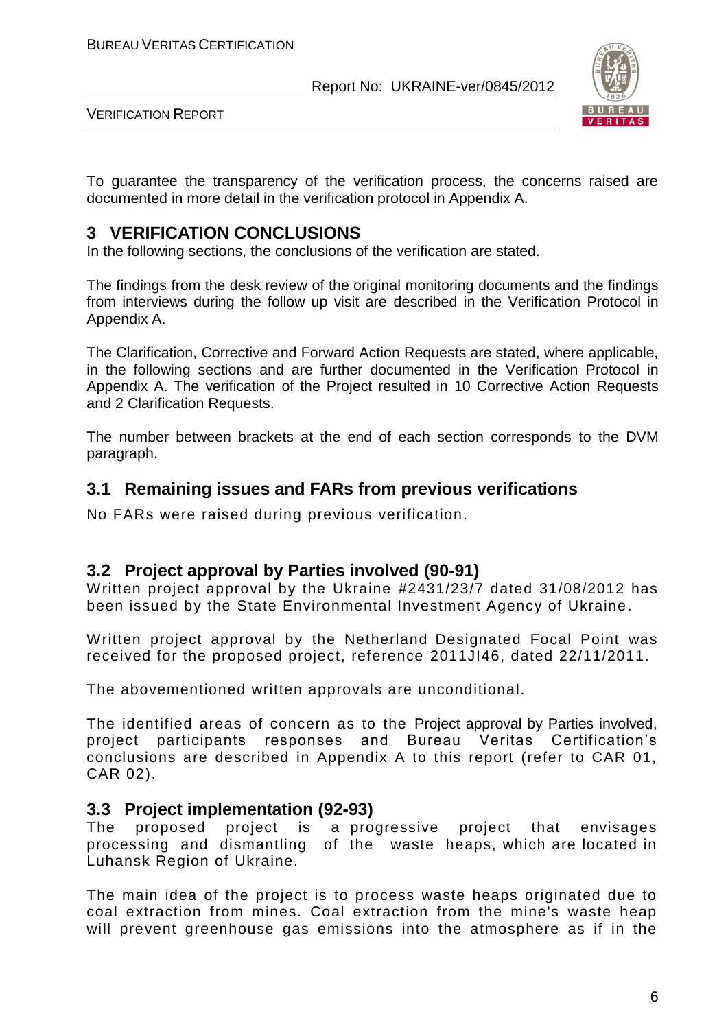To guarantee the transparency of the verification process, the concerns raised are documented in more detail in the verification protocol in Appendix A.

# 3 VERIFICATION CONCLUSIONS

In the following sections, the conclusions of the verification are stated.

The findings from the desk review of the original monitoring documents and the findings from interviews during the follow up visit are described in the Verification Protocol in Appendix A.

The Clarification, Corrective and Forward Action Requests are stated, where applicable, in the following sections and are further documented in the Verification Protocol in Appendix A. The verification of the Project resulted in 10 Corrective Action Requests and 2 Clarification Requests.

The number between brackets at the end of each section corresponds to the DVM paragraph.

## 3.1 Remaining issues and FARs from previous verifications

No FARs were raised during previous verification.

## 3.2 Project approval by Parties involved (90-91)

Written project approval by the Ukraine #2431/23/7 dated 31/08/2012 has been issued by the State Environmental Investment Agency of Ukraine.

Written project approval by the Netherland Designated Focal Point was received for the proposed project, reference 2011JI46, dated 22/11/2011.

The abovementioned written approvals are unconditional.

The identified areas of concern as to the Project approval by Parties involved, project participants responses and Bureau Veritas Certification's conclusions are described in Appendix A to this report (refer to CAR 01, CAR 02).

## 3.3 Project implementation (92-93)

The proposed project is a progressive project that envisages processing and dismantling of the waste heaps, which are located in Luhansk Region of Ukraine.

The main idea of the project is to process waste heaps originated due to coal extraction from mines. Coal extraction from the mine's waste heap will prevent greenhouse gas emissions into the atmosphere as if in the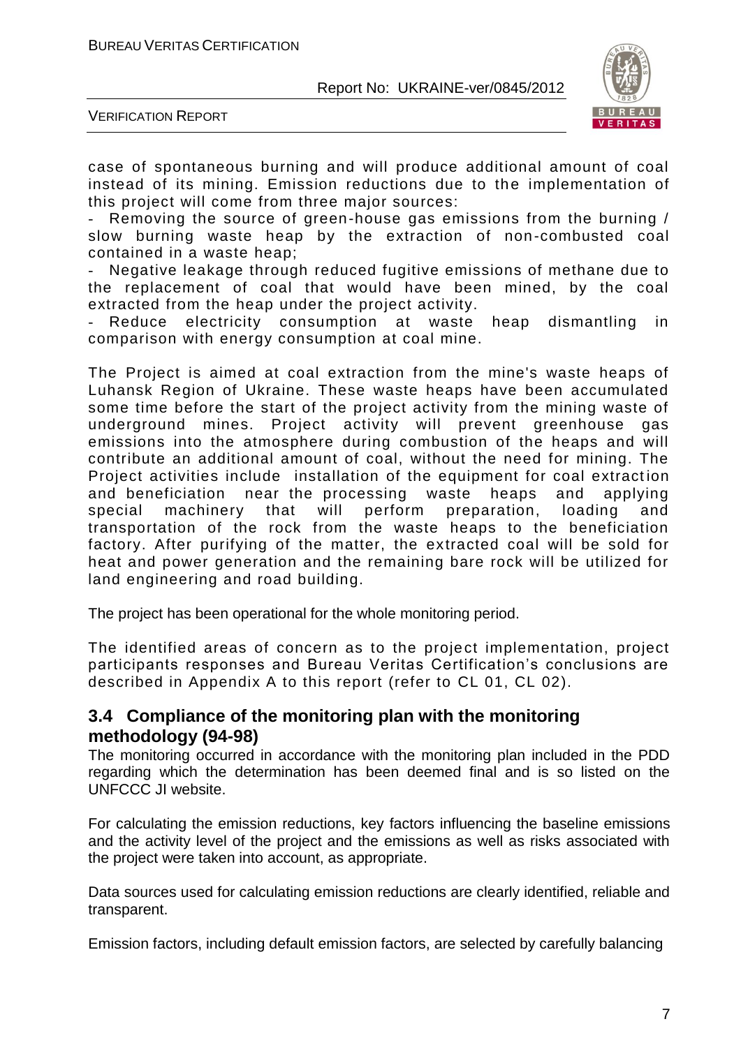case of spontaneous burning and will produce additional amount of coal instead of its mining. Emission reductions due to the implementation of this project will come from three major sources:

- Removing the source of green-house gas emissions from the burning / slow burning waste heap by the extraction of non-combusted coal contained in a waste heap;
- Negative leakage through reduced fugitive emissions of methane due to the replacement of coal that would have been mined, by the coal extracted from the heap under the project activity.
- Reduce electricity consumption at waste heap dismantling in comparison with energy consumption at coal mine.

The Project is aimed at coal extraction from the mine's waste heaps of Luhansk Region of Ukraine. These waste heaps have been accumulated some time before the start of the project activity from the mining waste of underground mines. Project activity will prevent greenhouse gas emissions into the atmosphere during combustion of the heaps and will contribute an additional amount of coal, without the need for mining. The Project activities include installation of the equipment for coal extraction and beneficiation near the processing waste heaps and applying special machinery that will perform preparation, loading and transportation of the rock from the waste heaps to the beneficiation factory. After purifying of the matter, the extracted coal will be sold for heat and power generation and the remaining bare rock will be utilized for land engineering and road building.

The project has been operational for the whole monitoring period.

The identified areas of concern as to the project implementation, project participants responses and Bureau Veritas Certification's conclusions are described in Appendix A to this report (refer to CL 01, CL 02).

## 3.4 Compliance of the monitoring plan with the monitoring methodology (94-98)

The monitoring occurred in accordance with the monitoring plan included in the PDD regarding which the determination has been deemed final and is so listed on the UNFCCC JI website.

For calculating the emission reductions, key factors influencing the baseline emissions and the activity level of the project and the emissions as well as risks associated with the project were taken into account, as appropriate.

Data sources used for calculating emission reductions are clearly identified, reliable and transparent.

Emission factors, including default emission factors, are selected by carefully balancing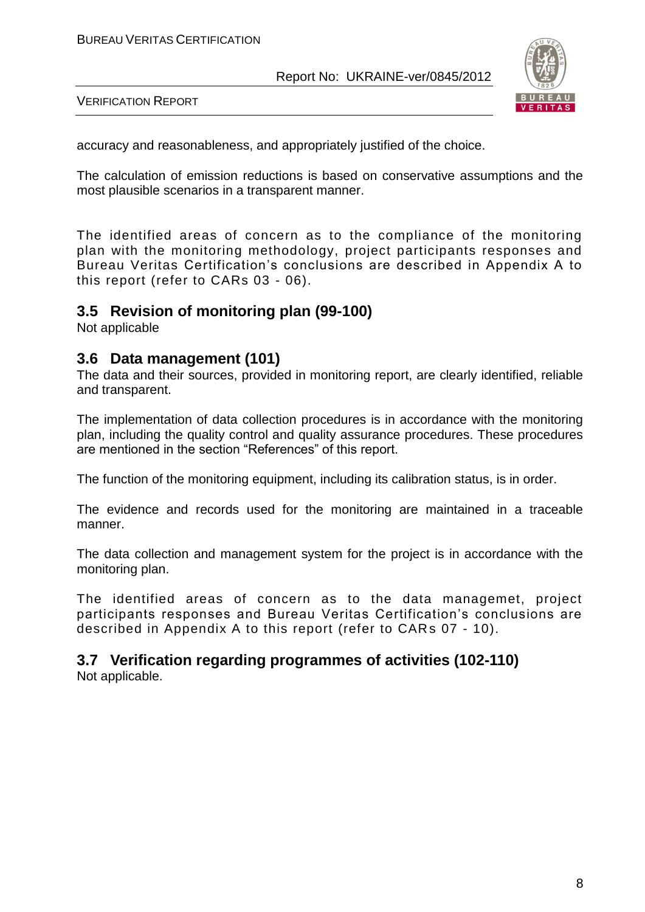accuracy and reasonableness, and appropriately justified of the choice.

The calculation of emission reductions is based on conservative assumptions and the most plausible scenarios in a transparent manner.

The identified areas of concern as to the compliance of the monitoring plan with the monitoring methodology, project participants responses and Bureau Veritas Certification's conclusions are described in Appendix A to this report (refer to CARs 03 - 06).

## 3.5 Revision of monitoring plan (99-100)

Not applicable

## 3.6 Data management (101)

The data and their sources, provided in monitoring report, are clearly identified, reliable and transparent.

The implementation of data collection procedures is in accordance with the monitoring plan, including the quality control and quality assurance procedures. These procedures are mentioned in the section "References" of this report.

The function of the monitoring equipment, including its calibration status, is in order.

The evidence and records used for the monitoring are maintained in a traceable manner.

The data collection and management system for the project is in accordance with the monitoring plan.

The identified areas of concern as to the data managemet, project participants responses and Bureau Veritas Certification's conclusions are described in Appendix A to this report (refer to CARs 07 - 10).

## 3.7 Verification regarding programmes of activities (102-110)

Not applicable.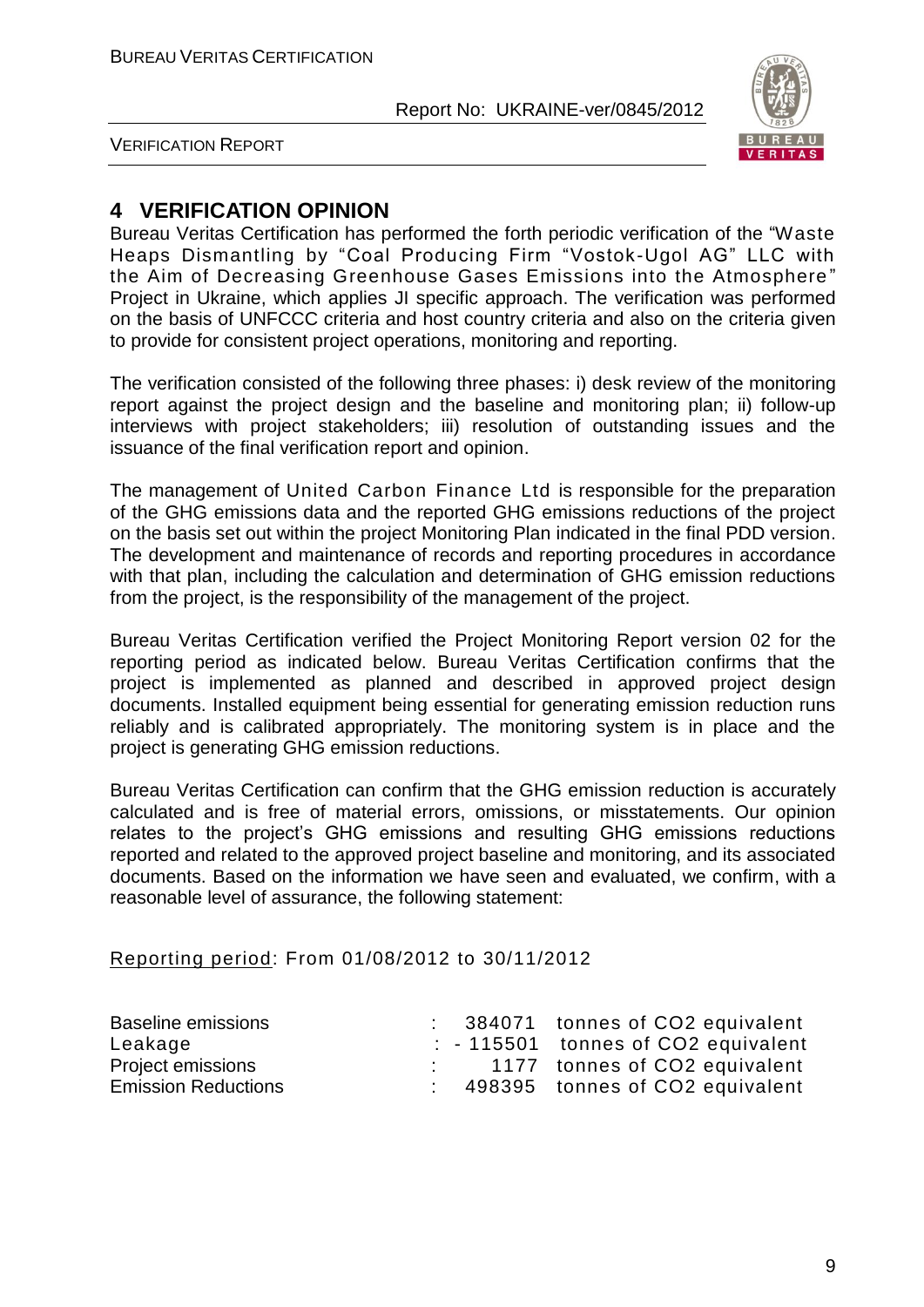# 4 VERIFICATION OPINION

Bureau Veritas Certification has performed the forth periodic verification of the "Waste Heaps Dismantling by "Coal Producing Firm "Vostok-Ugol AG" LLC with the Aim of Decreasing Greenhouse Gases Emissions into the Atmosphere" Project in Ukraine, which applies JI specific approach. The verification was performed on the basis of UNFCCC criteria and host country criteria and also on the criteria given to provide for consistent project operations, monitoring and reporting.

The verification consisted of the following three phases: i) desk review of the monitoring report against the project design and the baseline and monitoring plan; ii) follow-up interviews with project stakeholders; iii) resolution of outstanding issues and the issuance of the final verification report and opinion.

The management of United Carbon Finance Ltd is responsible for the preparation of the GHG emissions data and the reported GHG emissions reductions of the project on the basis set out within the project Monitoring Plan indicated in the final PDD version. The development and maintenance of records and reporting procedures in accordance with that plan, including the calculation and determination of GHG emission reductions from the project, is the responsibility of the management of the project.

Bureau Veritas Certification verified the Project Monitoring Report version 02 for the reporting period as indicated below. Bureau Veritas Certification confirms that the project is implemented as planned and described in approved project design documents. Installed equipment being essential for generating emission reduction runs reliably and is calibrated appropriately. The monitoring system is in place and the project is generating GHG emission reductions.

Bureau Veritas Certification can confirm that the GHG emission reduction is accurately calculated and is free of material errors, omissions, or misstatements. Our opinion relates to the project's GHG emissions and resulting GHG emissions reductions reported and related to the approved project baseline and monitoring, and its associated documents. Based on the information we have seen and evaluated, we confirm, with a reasonable level of assurance, the following statement:

Reporting period: From 01/08/2012 to 30/11/2012

| | | |
|---|---|---|
| Baseline emissions | : | 384071 tonnes of CO2 equivalent |
| Leakage | : | - 115501 tonnes of CO2 equivalent |
| Project emissions | : | 1177 tonnes of CO2 equivalent |
| Emission Reductions | : | 498395 tonnes of CO2 equivalent |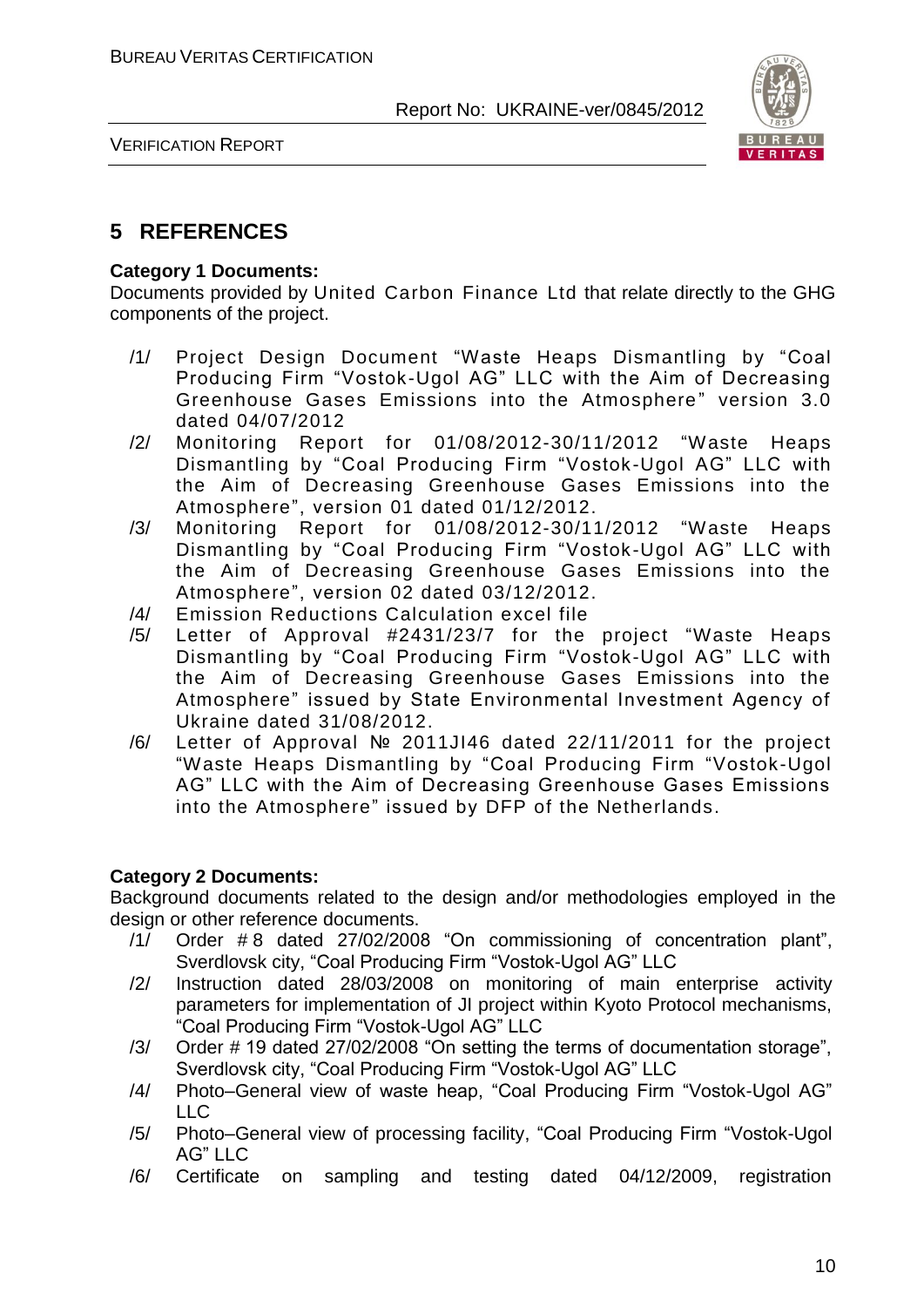# 5 REFERENCES

**Category 1 Documents:**

Documents provided by United Carbon Finance Ltd that relate directly to the GHG components of the project.

/1/ Project Design Document "Waste Heaps Dismantling by "Coal Producing Firm "Vostok-Ugol AG" LLC with the Aim of Decreasing Greenhouse Gases Emissions into the Atmosphere" version 3.0 dated 04/07/2012

/2/ Monitoring Report for 01/08/2012-30/11/2012 "Waste Heaps Dismantling by "Coal Producing Firm "Vostok-Ugol AG" LLC with the Aim of Decreasing Greenhouse Gases Emissions into the Atmosphere", version 01 dated 01/12/2012.

/3/ Monitoring Report for 01/08/2012-30/11/2012 "Waste Heaps Dismantling by "Coal Producing Firm "Vostok-Ugol AG" LLC with the Aim of Decreasing Greenhouse Gases Emissions into the Atmosphere", version 02 dated 03/12/2012.

/4/ Emission Reductions Calculation excel file

/5/ Letter of Approval #2431/23/7 for the project "Waste Heaps Dismantling by "Coal Producing Firm "Vostok-Ugol AG" LLC with the Aim of Decreasing Greenhouse Gases Emissions into the Atmosphere" issued by State Environmental Investment Agency of Ukraine dated 31/08/2012.

/6/ Letter of Approval № 2011JI46 dated 22/11/2011 for the project "Waste Heaps Dismantling by "Coal Producing Firm "Vostok-Ugol AG" LLC with the Aim of Decreasing Greenhouse Gases Emissions into the Atmosphere" issued by DFP of the Netherlands.

**Category 2 Documents:**

Background documents related to the design and/or methodologies employed in the design or other reference documents.

/1/ Order # 8 dated 27/02/2008 "On commissioning of concentration plant", Sverdlovsk city, "Coal Producing Firm "Vostok-Ugol AG" LLC

/2/ Instruction dated 28/03/2008 on monitoring of main enterprise activity parameters for implementation of JI project within Kyoto Protocol mechanisms, "Coal Producing Firm "Vostok-Ugol AG" LLC

/3/ Order # 19 dated 27/02/2008 "On setting the terms of documentation storage", Sverdlovsk city, "Coal Producing Firm "Vostok-Ugol AG" LLC

/4/ Photo–General view of waste heap, "Coal Producing Firm "Vostok-Ugol AG" LLC

/5/ Photo–General view of processing facility, "Coal Producing Firm "Vostok-Ugol AG" LLC

/6/ Certificate on sampling and testing dated 04/12/2009, registration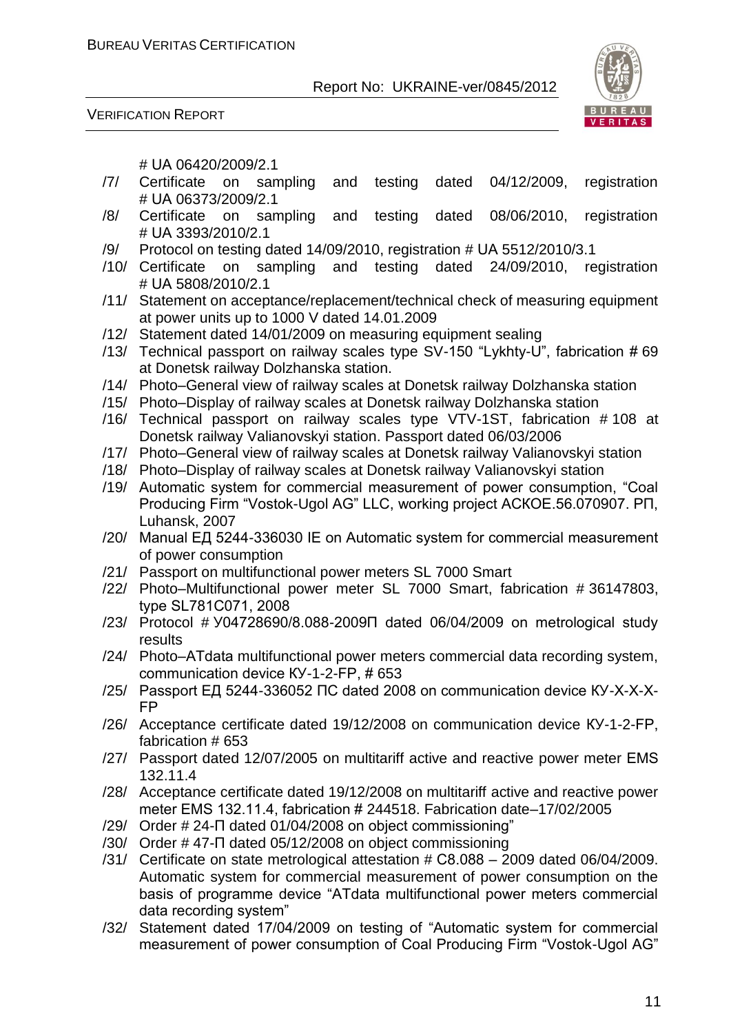# UA 06420/2009/2.1

/7/ Certificate on sampling and testing dated 04/12/2009, registration # UA 06373/2009/2.1

/8/ Certificate on sampling and testing dated 08/06/2010, registration # UA 3393/2010/2.1

/9/ Protocol on testing dated 14/09/2010, registration # UA 5512/2010/3.1

/10/ Certificate on sampling and testing dated 24/09/2010, registration # UA 5808/2010/2.1

/11/ Statement on acceptance/replacement/technical check of measuring equipment at power units up to 1000 V dated 14.01.2009

/12/ Statement dated 14/01/2009 on measuring equipment sealing

/13/ Technical passport on railway scales type SV-150 "Lykhty-U", fabrication # 69 at Donetsk railway Dolzhanska station.

/14/ Photo–General view of railway scales at Donetsk railway Dolzhanska station

/15/ Photo–Display of railway scales at Donetsk railway Dolzhanska station

/16/ Technical passport on railway scales type VTV-1ST, fabrication # 108 at Donetsk railway Valianovskyi station. Passport dated 06/03/2006

/17/ Photo–General view of railway scales at Donetsk railway Valianovskyi station

/18/ Photo–Display of railway scales at Donetsk railway Valianovskyi station

/19/ Automatic system for commercial measurement of power consumption, "Coal Producing Firm "Vostok-Ugol AG" LLC, working project АСКОЕ.56.070907. РП, Luhansk, 2007

/20/ Manual ЕД 5244-336030 ІЕ on Automatic system for commercial measurement of power consumption

/21/ Passport on multifunctional power meters SL 7000 Smart

/22/ Photo–Multifunctional power meter SL 7000 Smart, fabrication # 36147803, type SL781C071, 2008

/23/ Protocol # У04728690/8.088-2009П dated 06/04/2009 on metrological study results

/24/ Photo–ATdata multifunctional power meters commercial data recording system, communication device КУ-1-2-FP, # 653

/25/ Passport ЕД 5244-336052 ПС dated 2008 on communication device КУ-Х-Х-Х-FP

/26/ Acceptance certificate dated 19/12/2008 on communication device КУ-1-2-FP, fabrication # 653

/27/ Passport dated 12/07/2005 on multitariff active and reactive power meter EMS 132.11.4

/28/ Acceptance certificate dated 19/12/2008 on multitariff active and reactive power meter EMS 132.11.4, fabrication # 244518. Fabrication date–17/02/2005

/29/ Order # 24-П dated 01/04/2008 on object commissioning"

/30/ Order # 47-П dated 05/12/2008 on object commissioning

/31/ Certificate on state metrological attestation # С8.088 – 2009 dated 06/04/2009. Automatic system for commercial measurement of power consumption on the basis of programme device "ATdata multifunctional power meters commercial data recording system"

/32/ Statement dated 17/04/2009 on testing of "Automatic system for commercial measurement of power consumption of Coal Producing Firm "Vostok-Ugol AG"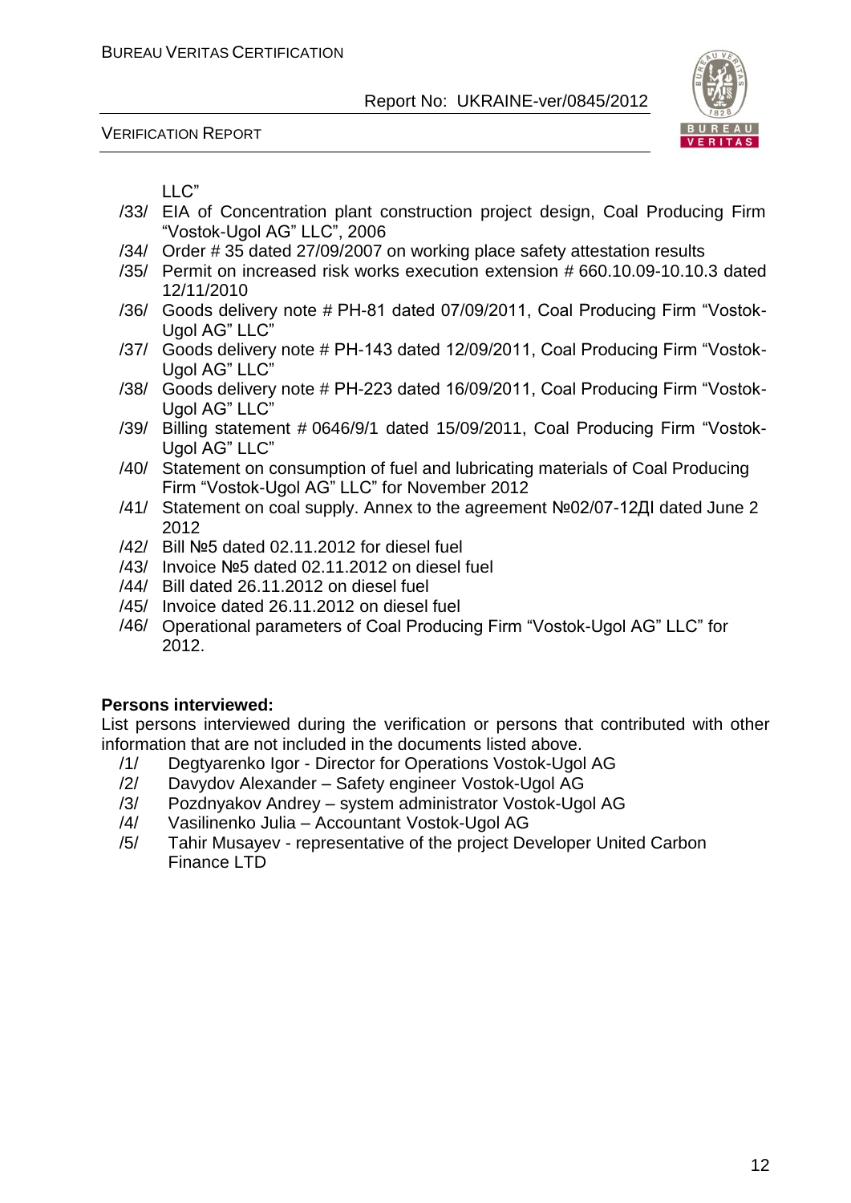LLC"

/33/ EIA of Concentration plant construction project design, Coal Producing Firm "Vostok-Ugol AG" LLC", 2006

/34/ Order # 35 dated 27/09/2007 on working place safety attestation results

/35/ Permit on increased risk works execution extension # 660.10.09-10.10.3 dated 12/11/2010

/36/ Goods delivery note # PH-81 dated 07/09/2011, Coal Producing Firm "Vostok-Ugol AG" LLC"

/37/ Goods delivery note # PH-143 dated 12/09/2011, Coal Producing Firm "Vostok-Ugol AG" LLC"

/38/ Goods delivery note # PH-223 dated 16/09/2011, Coal Producing Firm "Vostok-Ugol AG" LLC"

/39/ Billing statement # 0646/9/1 dated 15/09/2011, Coal Producing Firm "Vostok-Ugol AG" LLC"

/40/ Statement on consumption of fuel and lubricating materials of Coal Producing Firm "Vostok-Ugol AG" LLC" for November 2012

/41/ Statement on coal supply. Annex to the agreement №02/07-12ДI dated June 2 2012

/42/ Bill №5 dated 02.11.2012 for diesel fuel

/43/ Invoice №5 dated 02.11.2012 on diesel fuel

/44/ Bill dated 26.11.2012 on diesel fuel

/45/ Invoice dated 26.11.2012 on diesel fuel

/46/ Operational parameters of Coal Producing Firm "Vostok-Ugol AG" LLC" for 2012.

**Persons interviewed:**

List persons interviewed during the verification or persons that contributed with other information that are not included in the documents listed above.

/1/ Degtyarenko Igor - Director for Operations Vostok-Ugol AG

/2/ Davydov Alexander – Safety engineer Vostok-Ugol AG

/3/ Pozdnyakov Andrey – system administrator Vostok-Ugol AG

/4/ Vasilinenko Julia – Accountant Vostok-Ugol AG

/5/ Tahir Musayev - representative of the project Developer United Carbon Finance LTD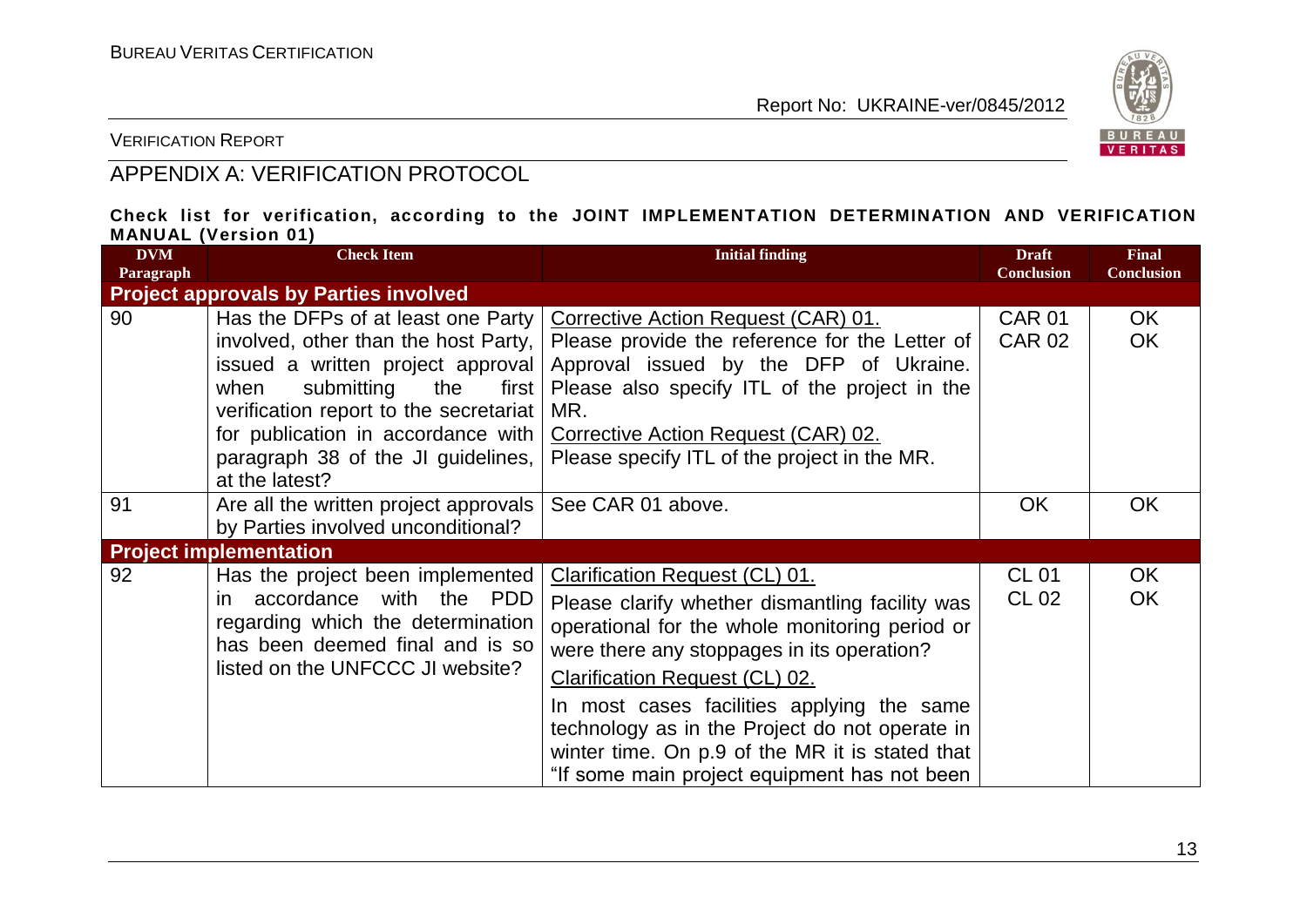## APPENDIX A: VERIFICATION PROTOCOL

**Check list for verification, according to the JOINT IMPLEMENTATION DETERMINATION AND VERIFICATION MANUAL (Version 01)**

| DVM Paragraph | Check Item | Initial finding | Draft Conclusion | Final Conclusion |
|---|---|---|---|---|
| **Project approvals by Parties involved** | | | | |
| 90 | Has the DFPs of at least one Party involved, other than the host Party, issued a written project approval when submitting the first verification report to the secretariat for publication in accordance with paragraph 38 of the JI guidelines, at the latest? | Corrective Action Request (CAR) 01. Please provide the reference for the Letter of Approval issued by the DFP of Ukraine. Please also specify ITL of the project in the MR. Corrective Action Request (CAR) 02. Please specify ITL of the project in the MR. | CAR 01 CAR 02 | OK OK |
| 91 | Are all the written project approvals by Parties involved unconditional? | See CAR 01 above. | OK | OK |
| **Project implementation** | | | | |
| 92 | Has the project been implemented in accordance with the PDD regarding which the determination has been deemed final and is so listed on the UNFCCC JI website? | Clarification Request (CL) 01. Please clarify whether dismantling facility was operational for the whole monitoring period or were there any stoppages in its operation? Clarification Request (CL) 02. In most cases facilities applying the same technology as in the Project do not operate in winter time. On p.9 of the MR it is stated that "If some main project equipment has not been | CL 01 CL 02 | OK OK |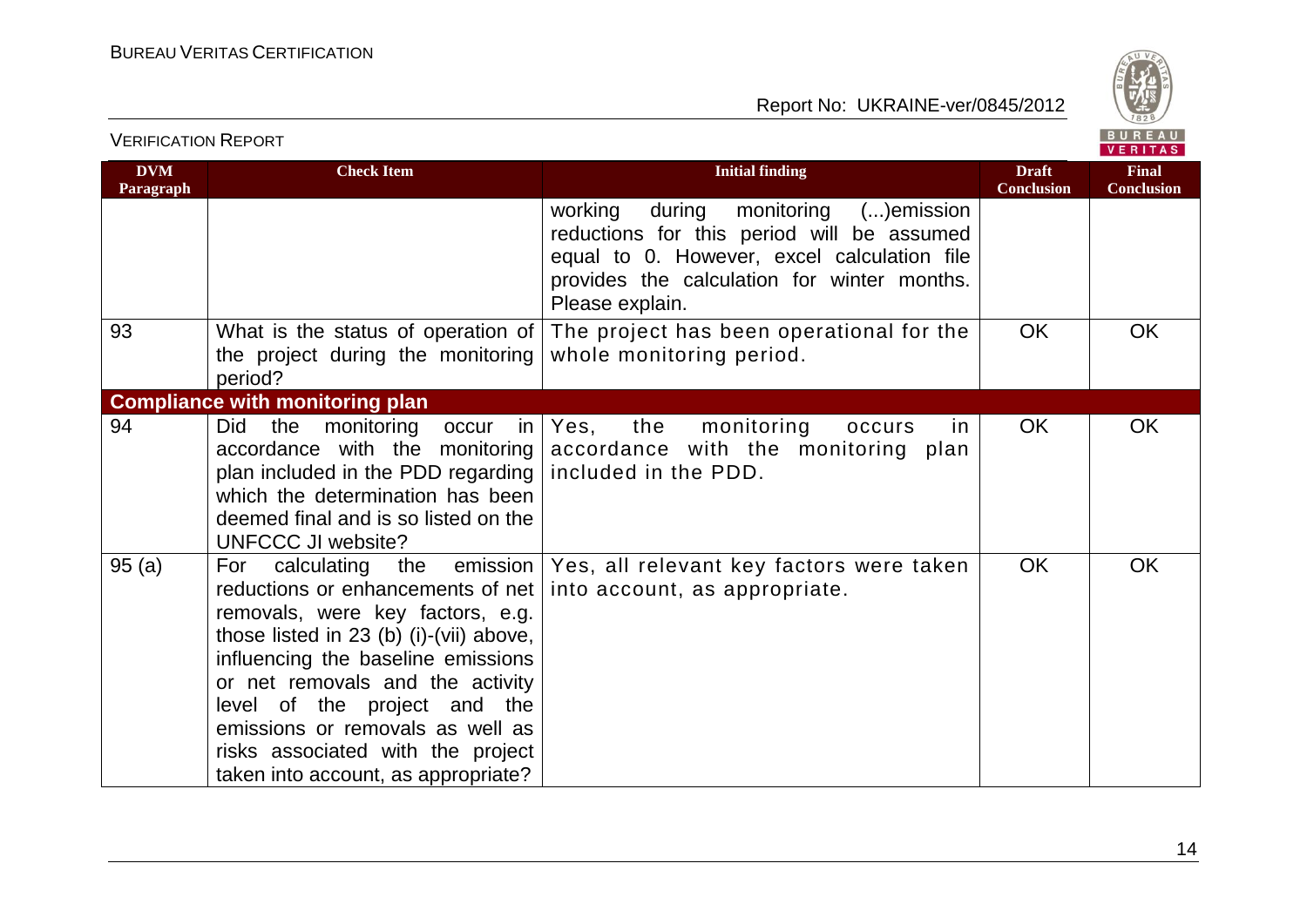| DVM Paragraph | Check Item | Initial finding | Draft Conclusion | Final Conclusion |
|---|---|---|---|---|
| | | working during monitoring (...)emission reductions for this period will be assumed equal to 0. However, excel calculation file provides the calculation for winter months. Please explain. | | |
| 93 | What is the status of operation of the project during the monitoring period? | The project has been operational for the whole monitoring period. | OK | OK |
| **Compliance with monitoring plan** | | | | |
| 94 | Did the monitoring occur in accordance with the monitoring plan included in the PDD regarding which the determination has been deemed final and is so listed on the UNFCCC JI website? | Yes, the monitoring occurs in accordance with the monitoring plan included in the PDD. | OK | OK |
| 95 (a) | For calculating the emission reductions or enhancements of net removals, were key factors, e.g. those listed in 23 (b) (i)-(vii) above, influencing the baseline emissions or net removals and the activity level of the project and the emissions or removals as well as risks associated with the project taken into account, as appropriate? | Yes, all relevant key factors were taken into account, as appropriate. | OK | OK |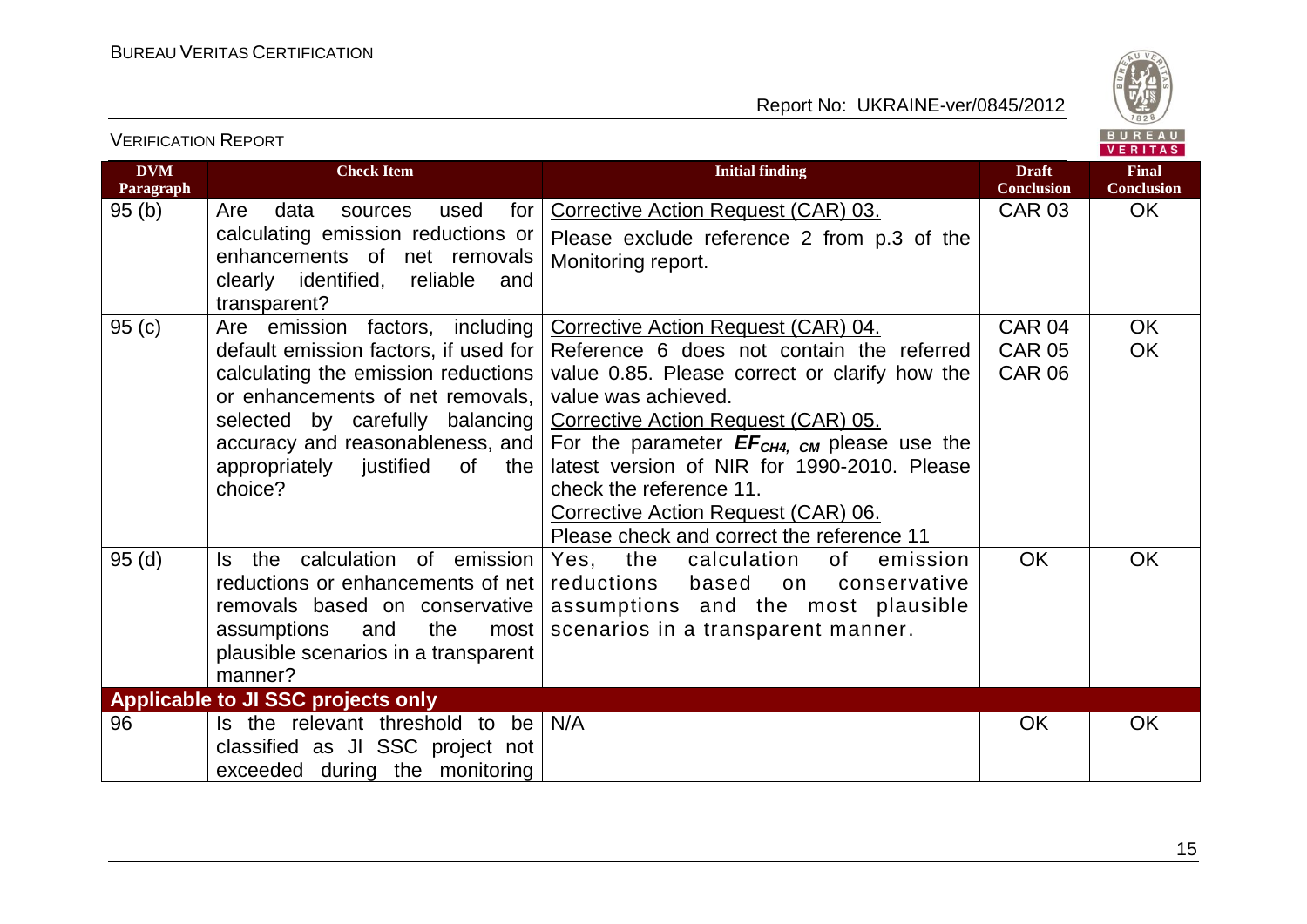| DVM Paragraph | Check Item | Initial finding | Draft Conclusion | Final Conclusion |
|---|---|---|---|---|
| 95 (b) | Are data sources used for calculating emission reductions or enhancements of net removals clearly identified, reliable and transparent? | Corrective Action Request (CAR) 03.<br>Please exclude reference 2 from p.3 of the Monitoring report. | CAR 03 | OK |
| 95 (c) | Are emission factors, including default emission factors, if used for calculating the emission reductions or enhancements of net removals, selected by carefully balancing accuracy and reasonableness, and appropriately justified of the choice? | Corrective Action Request (CAR) 04.<br>Reference 6 does not contain the referred value 0.85. Please correct or clarify how the value was achieved.<br>Corrective Action Request (CAR) 05.<br>For the parameter $EF_{CH4,\ CM}$ please use the latest version of NIR for 1990-2010. Please check the reference 11.<br>Corrective Action Request (CAR) 06.<br>Please check and correct the reference 11 | CAR 04<br>CAR 05<br>CAR 06 | OK<br>OK |
| 95 (d) | Is the calculation of emission reductions or enhancements of net removals based on conservative assumptions and the most plausible scenarios in a transparent manner? | Yes, the calculation of emission reductions based on conservative assumptions and the most plausible scenarios in a transparent manner. | OK | OK |
| **Applicable to JI SSC projects only** | | | | |
| 96 | Is the relevant threshold to be classified as JI SSC project not exceeded during the monitoring | N/A | OK | OK |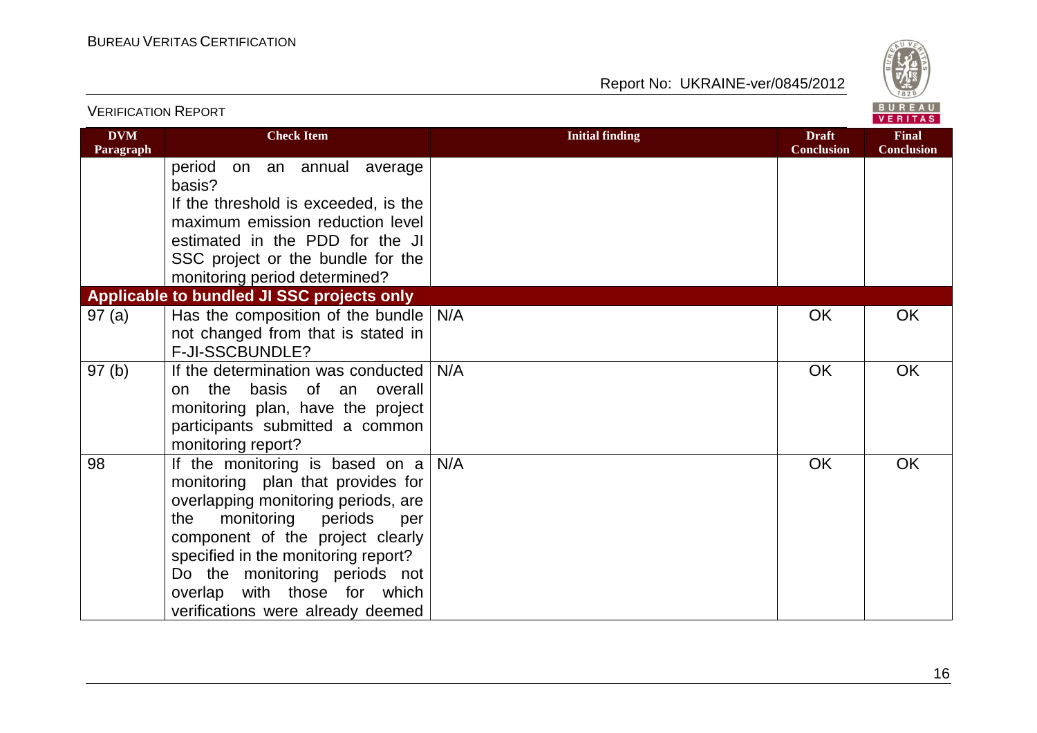| DVM Paragraph | Check Item | Initial finding | Draft Conclusion | Final Conclusion |
|---|---|---|---|---|
| | period on an annual average basis? If the threshold is exceeded, is the maximum emission reduction level estimated in the PDD for the JI SSC project or the bundle for the monitoring period determined? | | | |
| **Applicable to bundled JI SSC projects only** | | | | |
| 97 (a) | Has the composition of the bundle not changed from that is stated in F-JI-SSCBUNDLE? | N/A | OK | OK |
| 97 (b) | If the determination was conducted on the basis of an overall monitoring plan, have the project participants submitted a common monitoring report? | N/A | OK | OK |
| 98 | If the monitoring is based on a monitoring plan that provides for overlapping monitoring periods, are the monitoring periods per component of the project clearly specified in the monitoring report? Do the monitoring periods not overlap with those for which verifications were already deemed | N/A | OK | OK |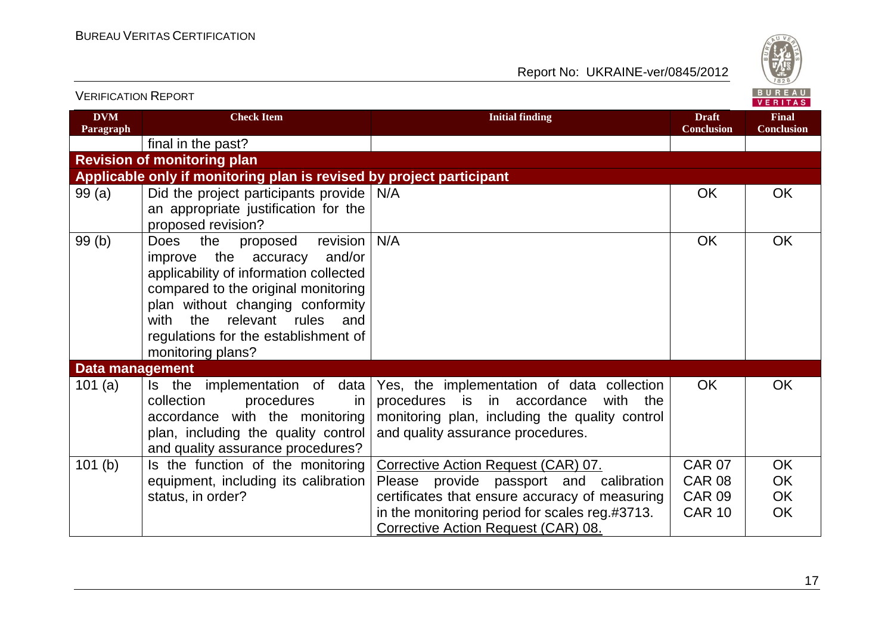| DVM Paragraph | Check Item | Initial finding | Draft Conclusion | Final Conclusion |
|---|---|---|---|---|
| | final in the past? | | | |
| **Revision of monitoring plan** | | | | |
| **Applicable only if monitoring plan is revised by project participant** | | | | |
| 99 (a) | Did the project participants provide an appropriate justification for the proposed revision? | N/A | OK | OK |
| 99 (b) | Does the proposed revision improve the accuracy and/or applicability of information collected compared to the original monitoring plan without changing conformity with the relevant rules and regulations for the establishment of monitoring plans? | N/A | OK | OK |
| **Data management** | | | | |
| 101 (a) | Is the implementation of data collection procedures in accordance with the monitoring plan, including the quality control and quality assurance procedures? | Yes, the implementation of data collection procedures is in accordance with the monitoring plan, including the quality control and quality assurance procedures. | OK | OK |
| 101 (b) | Is the function of the monitoring equipment, including its calibration status, in order? | Corrective Action Request (CAR) 07.<br>Please provide passport and calibration certificates that ensure accuracy of measuring in the monitoring period for scales reg.#3713.<br>Corrective Action Request (CAR) 08. | CAR 07<br>CAR 08<br>CAR 09<br>CAR 10 | OK<br>OK<br>OK<br>OK |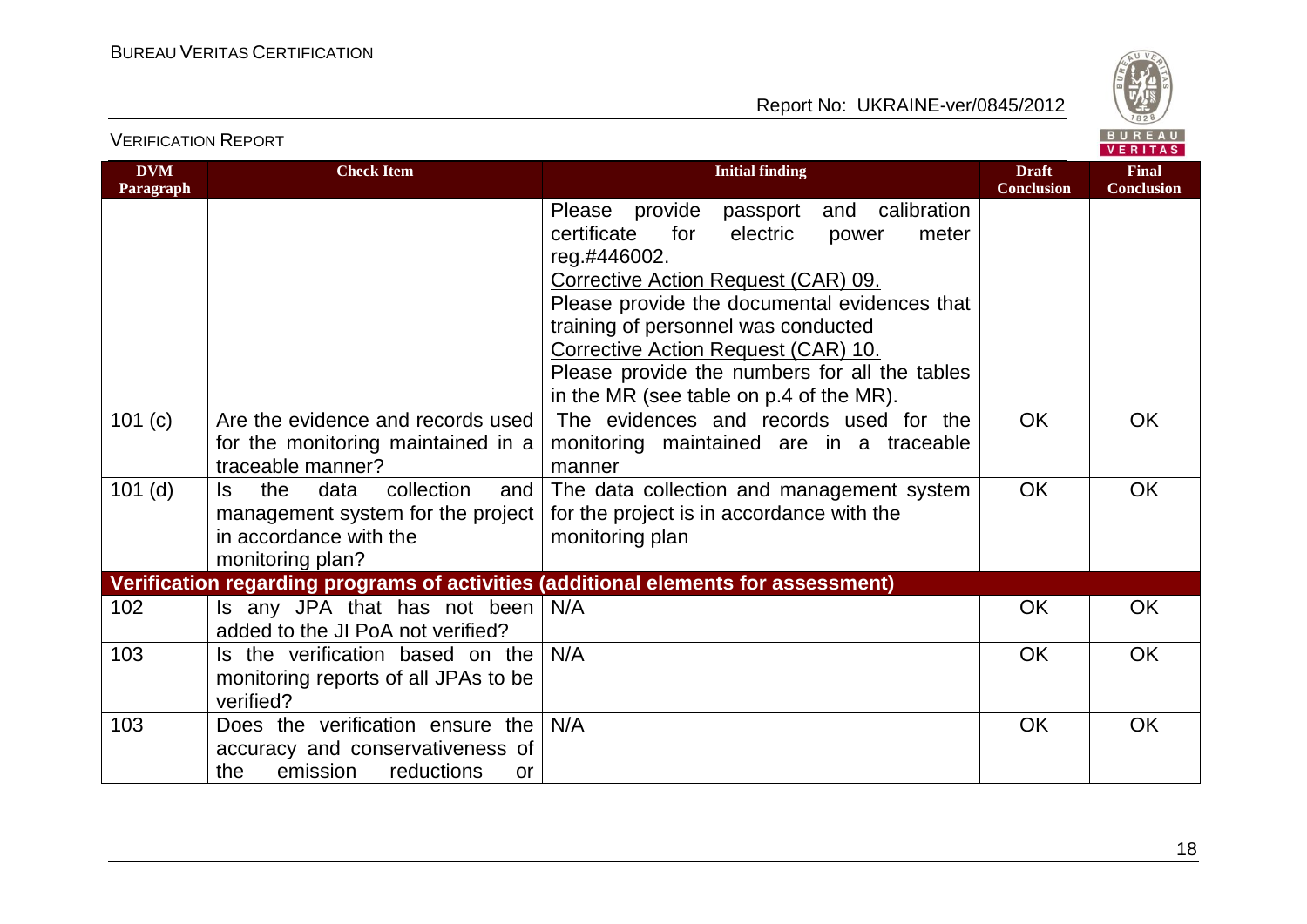| DVM Paragraph | Check Item | Initial finding | Draft Conclusion | Final Conclusion |
|---|---|---|---|---|
| | | Please provide passport and calibration certificate for electric power meter reg.#446002. Corrective Action Request (CAR) 09. Please provide the documental evidences that training of personnel was conducted Corrective Action Request (CAR) 10. Please provide the numbers for all the tables in the MR (see table on p.4 of the MR). | | |
| 101 (c) | Are the evidence and records used for the monitoring maintained in a traceable manner? | The evidences and records used for the monitoring maintained are in a traceable manner | OK | OK |
| 101 (d) | Is the data collection and management system for the project in accordance with the monitoring plan? | The data collection and management system for the project is in accordance with the monitoring plan | OK | OK |
| **Verification regarding programs of activities (additional elements for assessment)** | | | | |
| 102 | Is any JPA that has not been added to the JI PoA not verified? | N/A | OK | OK |
| 103 | Is the verification based on the monitoring reports of all JPAs to be verified? | N/A | OK | OK |
| 103 | Does the verification ensure the accuracy and conservativeness of the emission reductions or | N/A | OK | OK |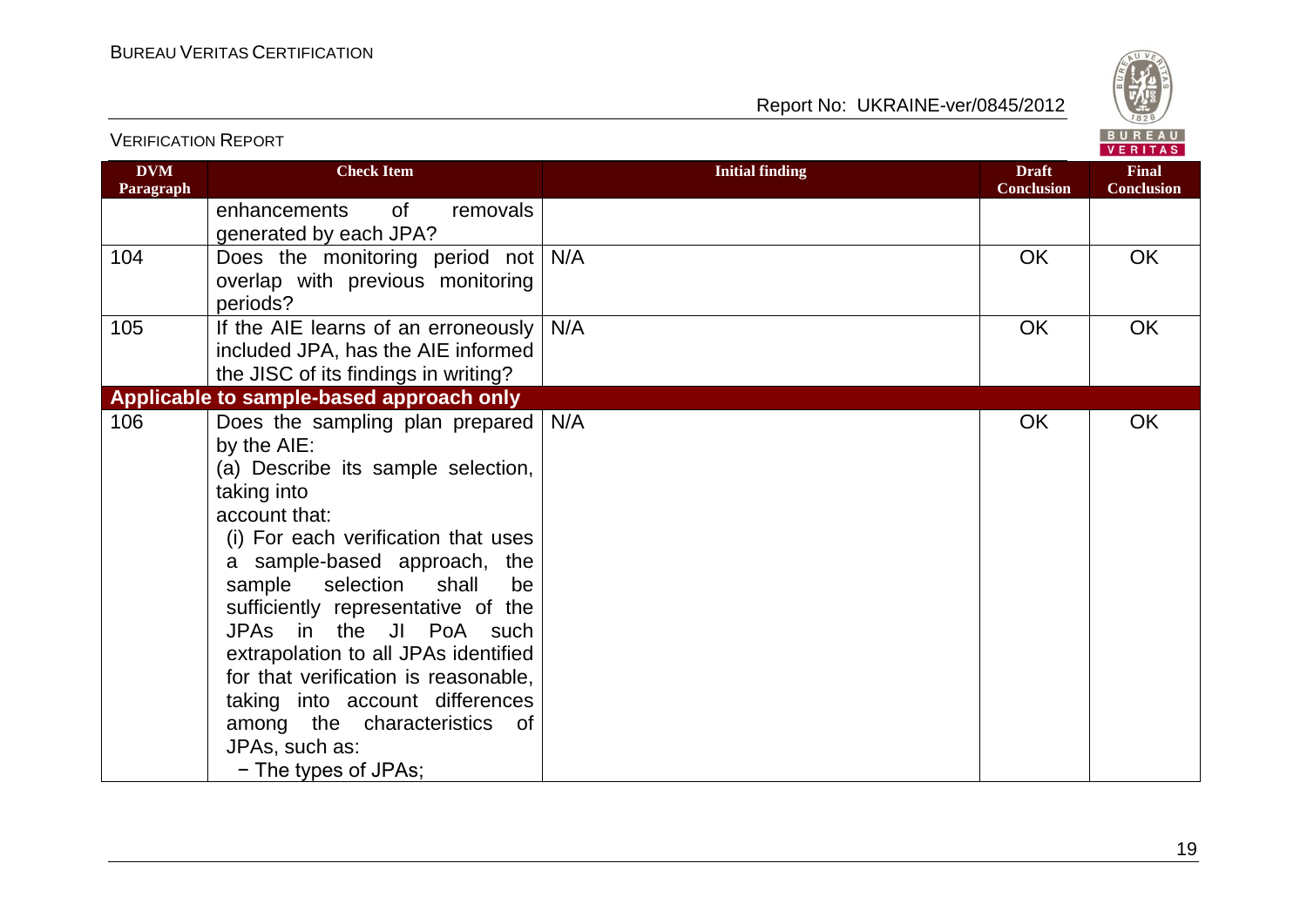| DVM Paragraph | Check Item | Initial finding | Draft Conclusion | Final Conclusion |
|---|---|---|---|---|
| | enhancements of removals generated by each JPA? | | | |
| 104 | Does the monitoring period not overlap with previous monitoring periods? | N/A | OK | OK |
| 105 | If the AIE learns of an erroneously included JPA, has the AIE informed the JISC of its findings in writing? | N/A | OK | OK |
| **Applicable to sample-based approach only** | | | | |
| 106 | Does the sampling plan prepared by the AIE:<br>(a) Describe its sample selection, taking into account that:<br>(i) For each verification that uses a sample-based approach, the sample selection shall be sufficiently representative of the JPAs in the JI PoA such extrapolation to all JPAs identified for that verification is reasonable, taking into account differences among the characteristics of JPAs, such as:<br>− The types of JPAs; | N/A | OK | OK |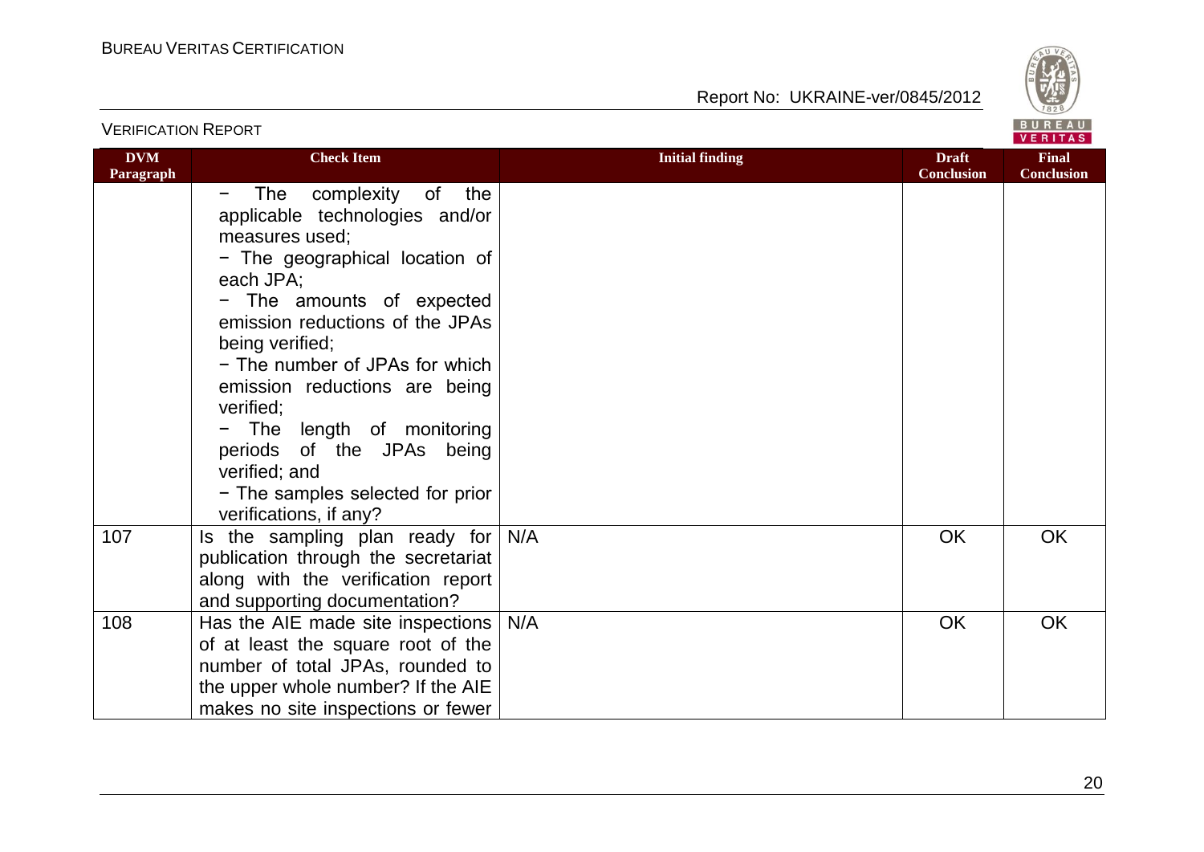| DVM Paragraph | Check Item | Initial finding | Draft Conclusion | Final Conclusion |
|---|---|---|---|---|
| | − The complexity of the applicable technologies and/or measures used;<br>− The geographical location of each JPA;<br>− The amounts of expected emission reductions of the JPAs being verified;<br>− The number of JPAs for which emission reductions are being verified;<br>− The length of monitoring periods of the JPAs being verified; and<br>− The samples selected for prior verifications, if any? | | | |
| 107 | Is the sampling plan ready for publication through the secretariat along with the verification report and supporting documentation? | N/A | OK | OK |
| 108 | Has the AIE made site inspections of at least the square root of the number of total JPAs, rounded to the upper whole number? If the AIE makes no site inspections or fewer | N/A | OK | OK |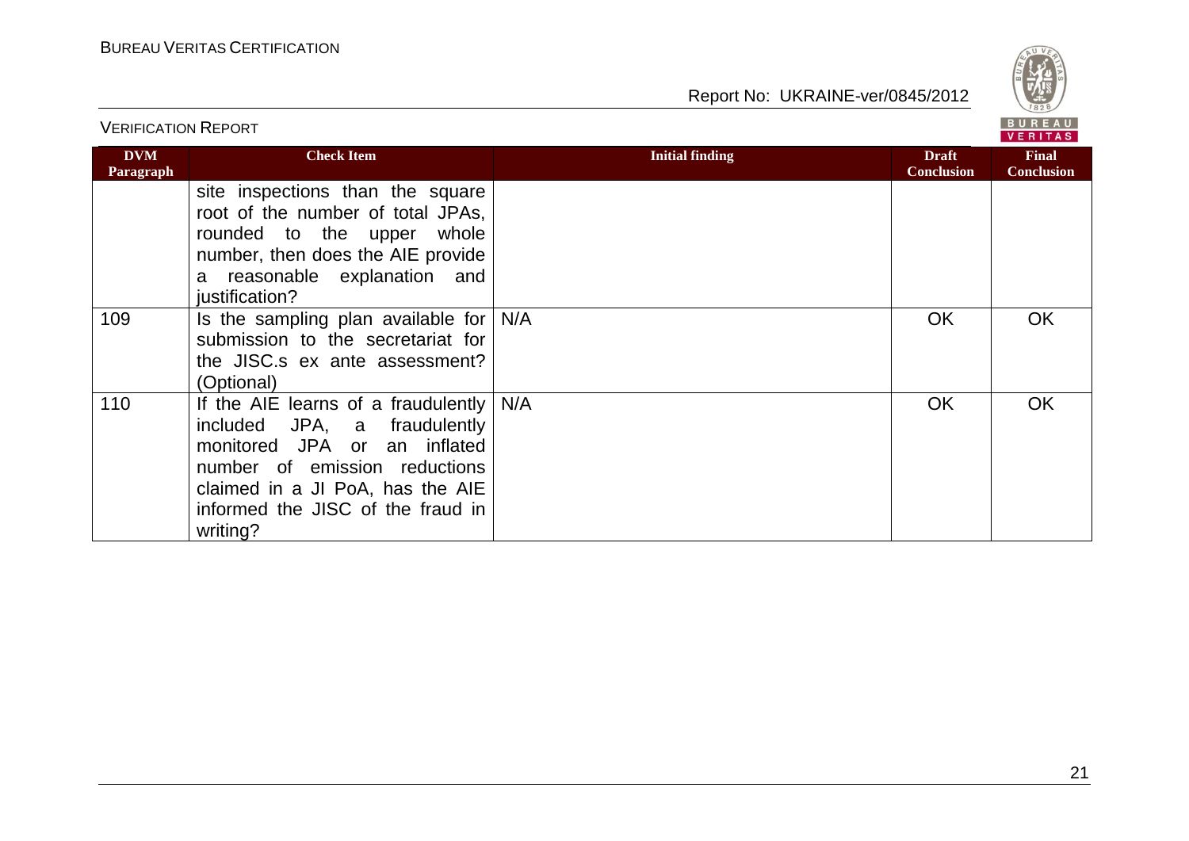| DVM Paragraph | Check Item | Initial finding | Draft Conclusion | Final Conclusion |
|---|---|---|---|---|
| | site inspections than the square root of the number of total JPAs, rounded to the upper whole number, then does the AIE provide a reasonable explanation and justification? | | | |
| 109 | Is the sampling plan available for submission to the secretariat for the JISC.s ex ante assessment? (Optional) | N/A | OK | OK |
| 110 | If the AIE learns of a fraudulently included JPA, a fraudulently monitored JPA or an inflated number of emission reductions claimed in a JI PoA, has the AIE informed the JISC of the fraud in writing? | N/A | OK | OK |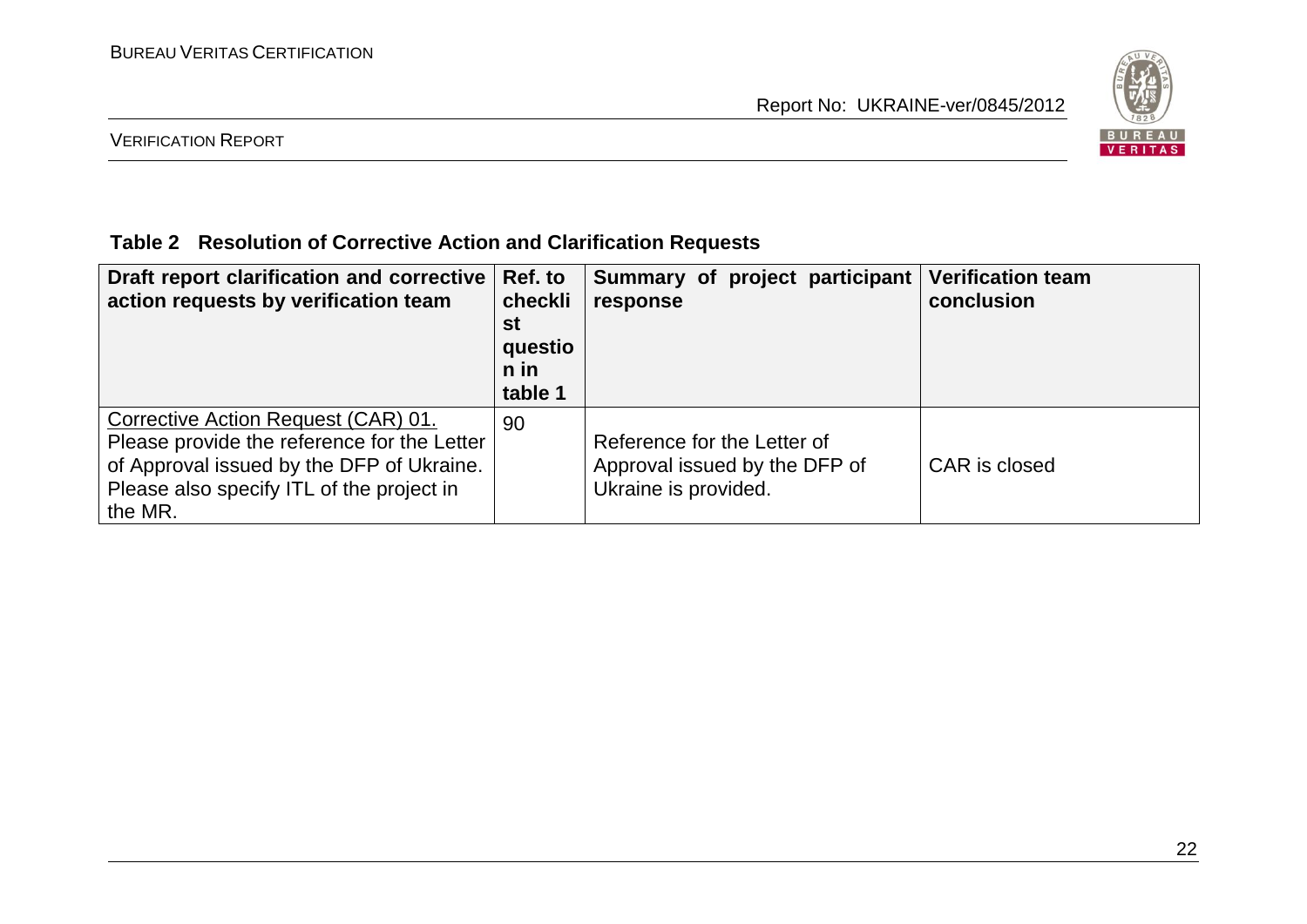**Table 2 Resolution of Corrective Action and Clarification Requests**

| Draft report clarification and corrective action requests by verification team | Ref. to checklist question in table 1 | Summary of project participant response | Verification team conclusion |
|---|---|---|---|
| Corrective Action Request (CAR) 01. Please provide the reference for the Letter of Approval issued by the DFP of Ukraine. Please also specify ITL of the project in the MR. | 90 | Reference for the Letter of Approval issued by the DFP of Ukraine is provided. | CAR is closed |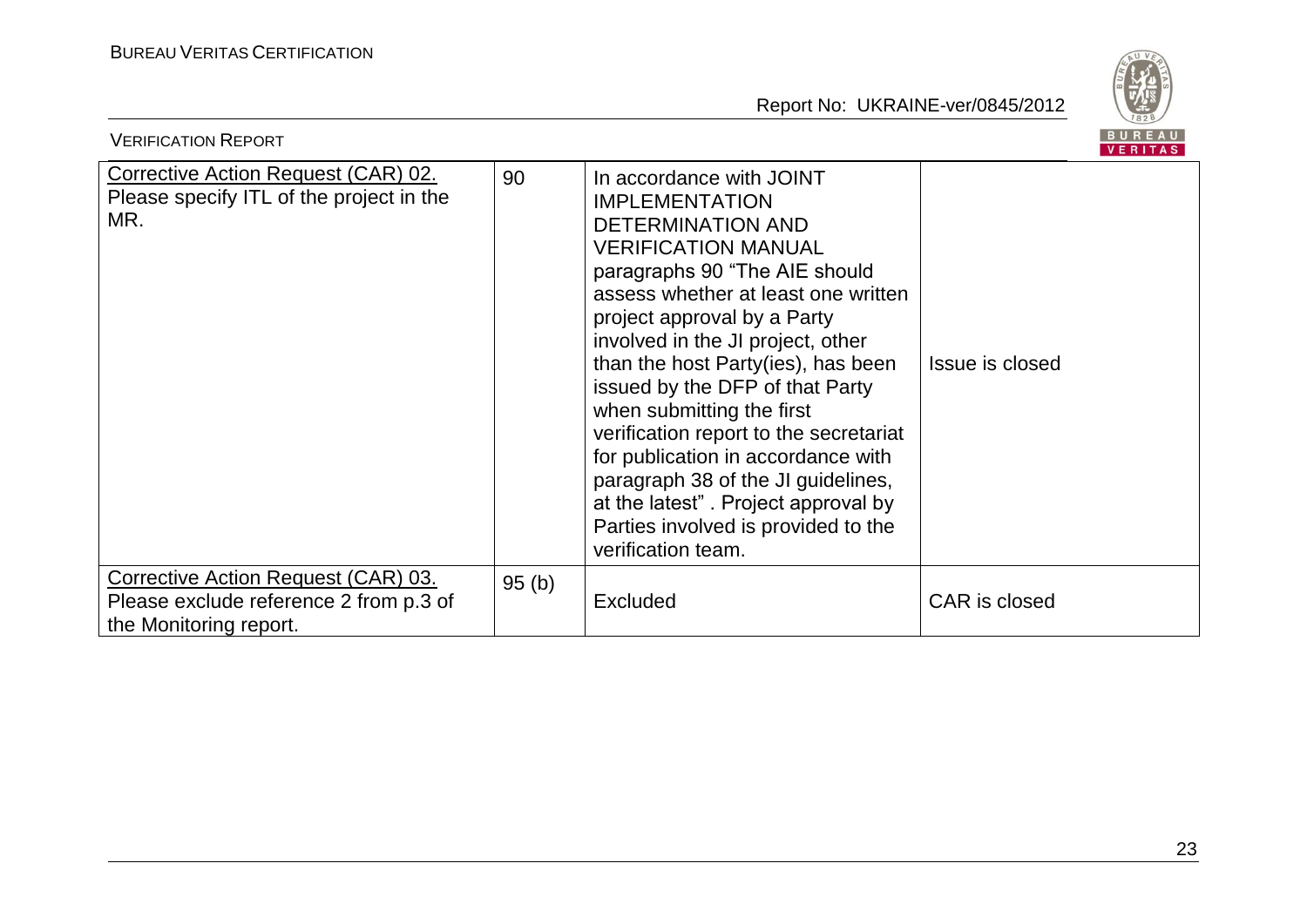| Corrective Action Request (CAR) 02. Please specify ITL of the project in the MR. | 90 | In accordance with JOINT IMPLEMENTATION DETERMINATION AND VERIFICATION MANUAL paragraphs 90 "The AIE should assess whether at least one written project approval by a Party involved in the JI project, other than the host Party(ies), has been issued by the DFP of that Party when submitting the first verification report to the secretariat for publication in accordance with paragraph 38 of the JI guidelines, at the latest" . Project approval by Parties involved is provided to the verification team. | Issue is closed |
|---|---|---|---|
| Corrective Action Request (CAR) 03. Please exclude reference 2 from p.3 of the Monitoring report. | 95 (b) | Excluded | CAR is closed |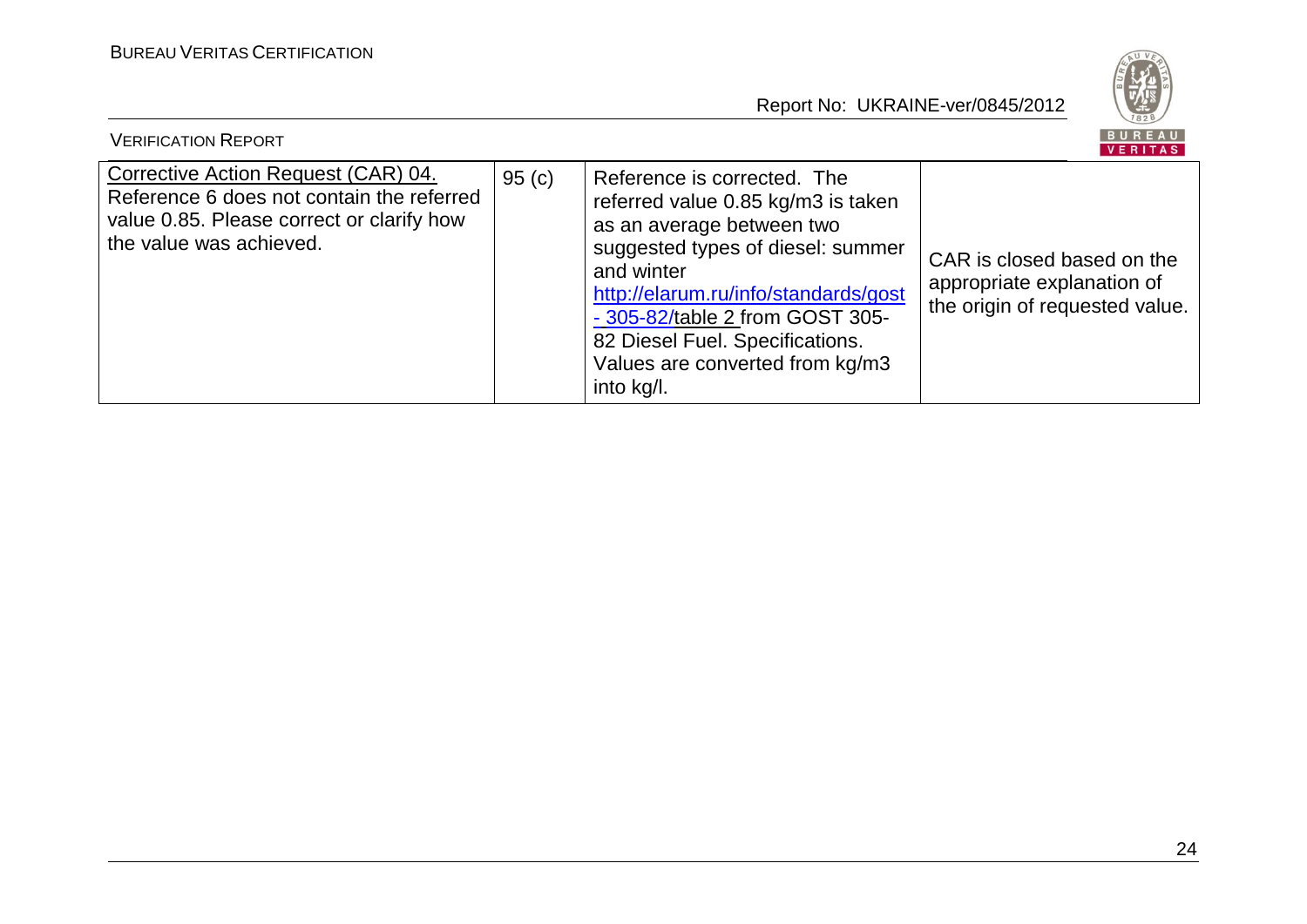| Corrective Action Request (CAR) 04. Reference 6 does not contain the referred value 0.85. Please correct or clarify how the value was achieved. | 95 (c) | Reference is corrected. The referred value 0.85 kg/m3 is taken as an average between two suggested types of diesel: summer and winter http://elarum.ru/info/standards/gost - 305-82/table 2 from GOST 305-82 Diesel Fuel. Specifications. Values are converted from kg/m3 into kg/l. | CAR is closed based on the appropriate explanation of the origin of requested value. |
|---|---|---|---|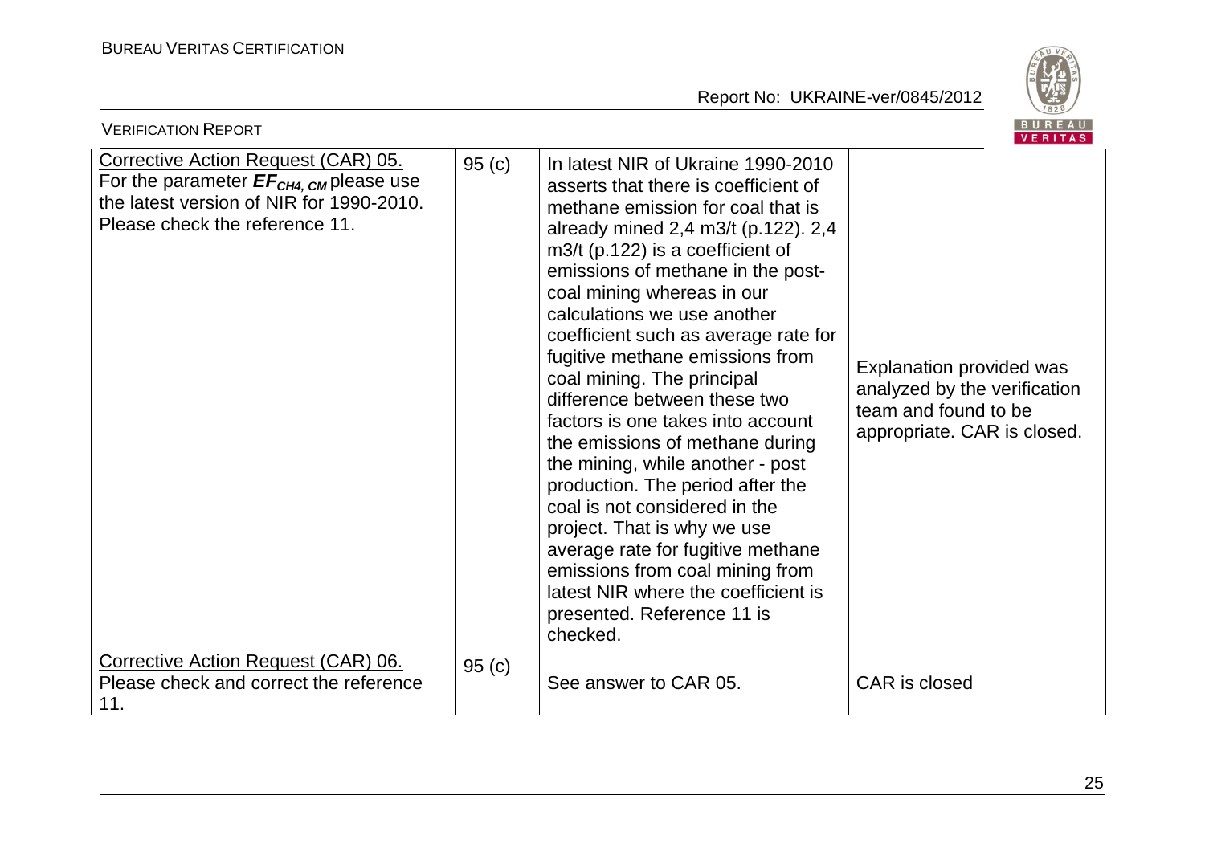| Corrective Action Request (CAR) 05. For the parameter $EF_{CH4, CM}$ please use the latest version of NIR for 1990-2010. Please check the reference 11. | 95 (c) | In latest NIR of Ukraine 1990-2010 asserts that there is coefficient of methane emission for coal that is already mined 2,4 m3/t (p.122). 2,4 m3/t (p.122) is a coefficient of emissions of methane in the post-coal mining whereas in our calculations we use another coefficient such as average rate for fugitive methane emissions from coal mining. The principal difference between these two factors is one takes into account the emissions of methane during the mining, while another - post production. The period after the coal is not considered in the project. That is why we use average rate for fugitive methane emissions from coal mining from latest NIR where the coefficient is presented. Reference 11 is checked. | Explanation provided was analyzed by the verification team and found to be appropriate. CAR is closed. |
|---|---|---|---|
| Corrective Action Request (CAR) 06. Please check and correct the reference 11. | 95 (c) | See answer to CAR 05. | CAR is closed |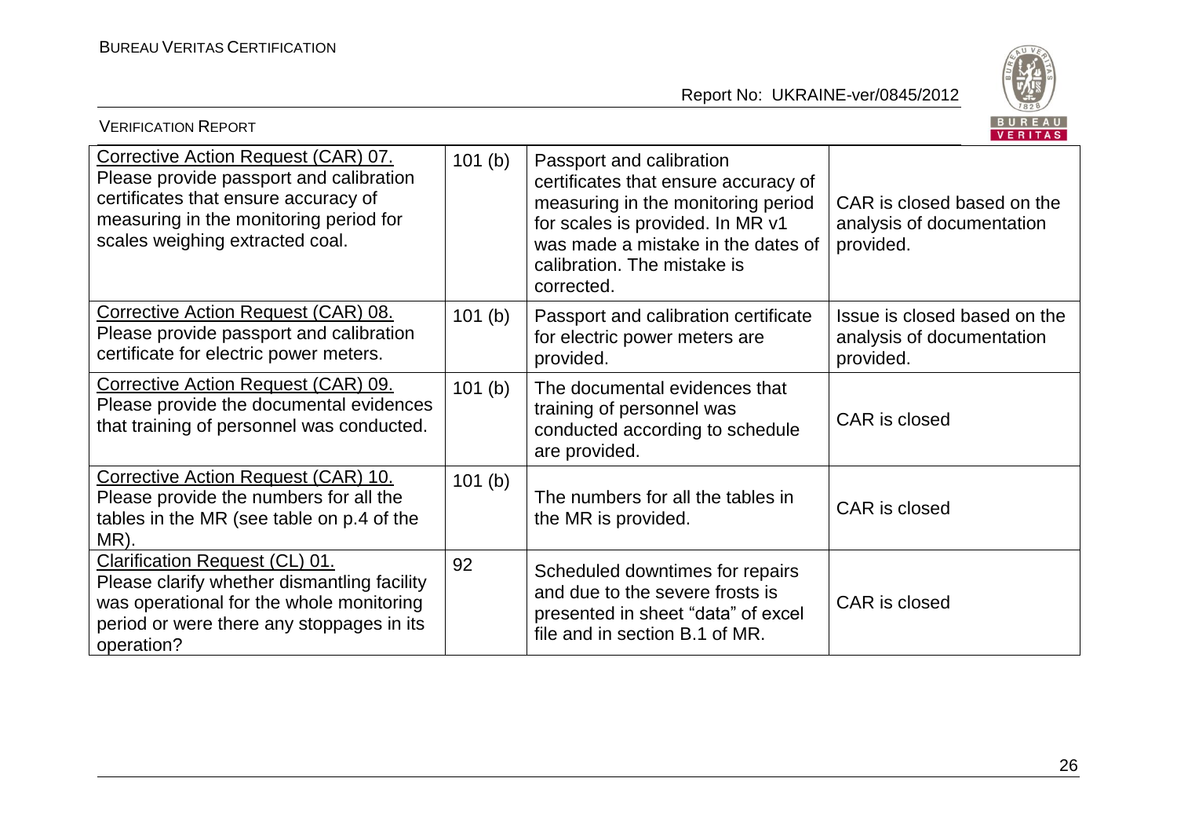| Corrective Action Request (CAR) 07. Please provide passport and calibration certificates that ensure accuracy of measuring in the monitoring period for scales weighing extracted coal. | 101 (b) | Passport and calibration certificates that ensure accuracy of measuring in the monitoring period for scales is provided. In MR v1 was made a mistake in the dates of calibration. The mistake is corrected. | CAR is closed based on the analysis of documentation provided. |
|---|---|---|---|
| Corrective Action Request (CAR) 08. Please provide passport and calibration certificate for electric power meters. | 101 (b) | Passport and calibration certificate for electric power meters are provided. | Issue is closed based on the analysis of documentation provided. |
| Corrective Action Request (CAR) 09. Please provide the documental evidences that training of personnel was conducted. | 101 (b) | The documental evidences that training of personnel was conducted according to schedule are provided. | CAR is closed |
| Corrective Action Request (CAR) 10. Please provide the numbers for all the tables in the MR (see table on p.4 of the MR). | 101 (b) | The numbers for all the tables in the MR is provided. | CAR is closed |
| Clarification Request (CL) 01. Please clarify whether dismantling facility was operational for the whole monitoring period or were there any stoppages in its operation? | 92 | Scheduled downtimes for repairs and due to the severe frosts is presented in sheet "data" of excel file and in section B.1 of MR. | CAR is closed |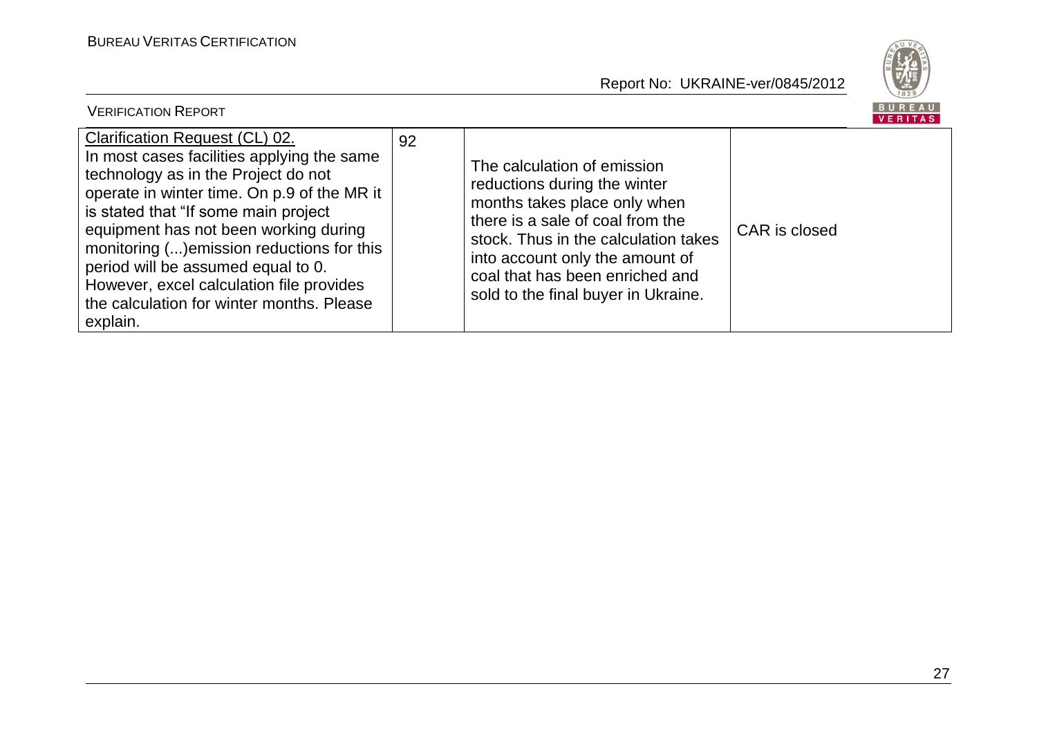| | | | |
|---|---|---|---|
| Clarification Request (CL) 02.<br>In most cases facilities applying the same technology as in the Project do not operate in winter time. On p.9 of the MR it is stated that "If some main project equipment has not been working during monitoring (...)emission reductions for this period will be assumed equal to 0. However, excel calculation file provides the calculation for winter months. Please explain. | 92 | The calculation of emission reductions during the winter months takes place only when there is a sale of coal from the stock. Thus in the calculation takes into account only the amount of coal that has been enriched and sold to the final buyer in Ukraine. | CAR is closed |